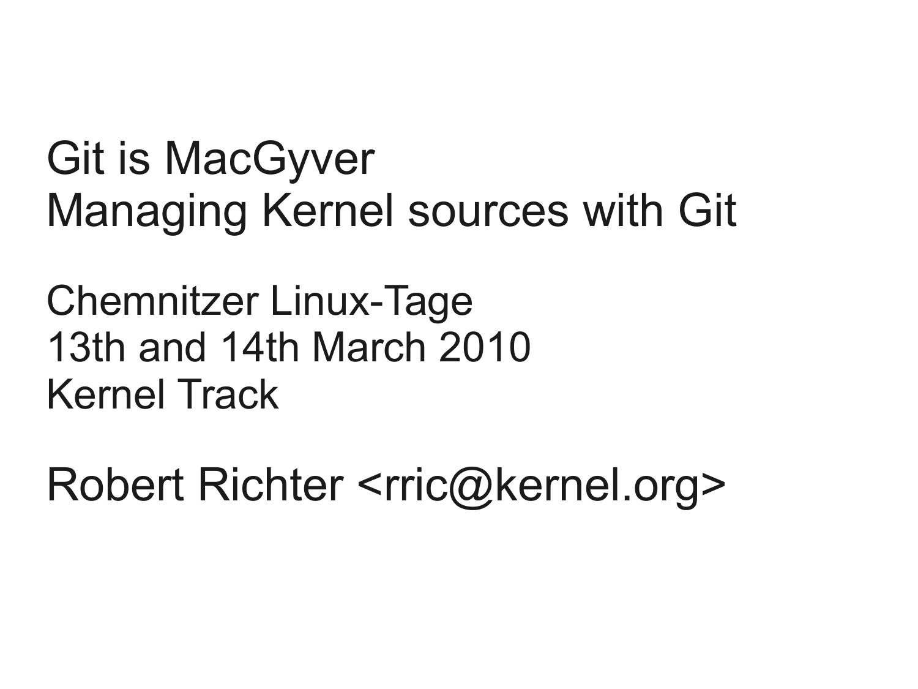# Git is MacGyver
# Managing Kernel sources with Git

Chemnitzer Linux-Tage
13th and 14th March 2010
Kernel Track

Robert Richter <rric@kernel.org>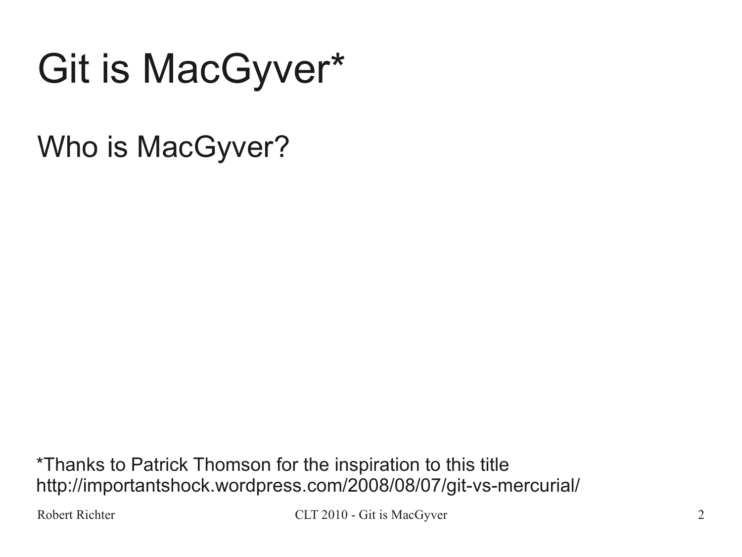# Git is MacGyver*

Who is MacGyver?

*Thanks to Patrick Thomson for the inspiration to this title
http://importantshock.wordpress.com/2008/08/07/git-vs-mercurial/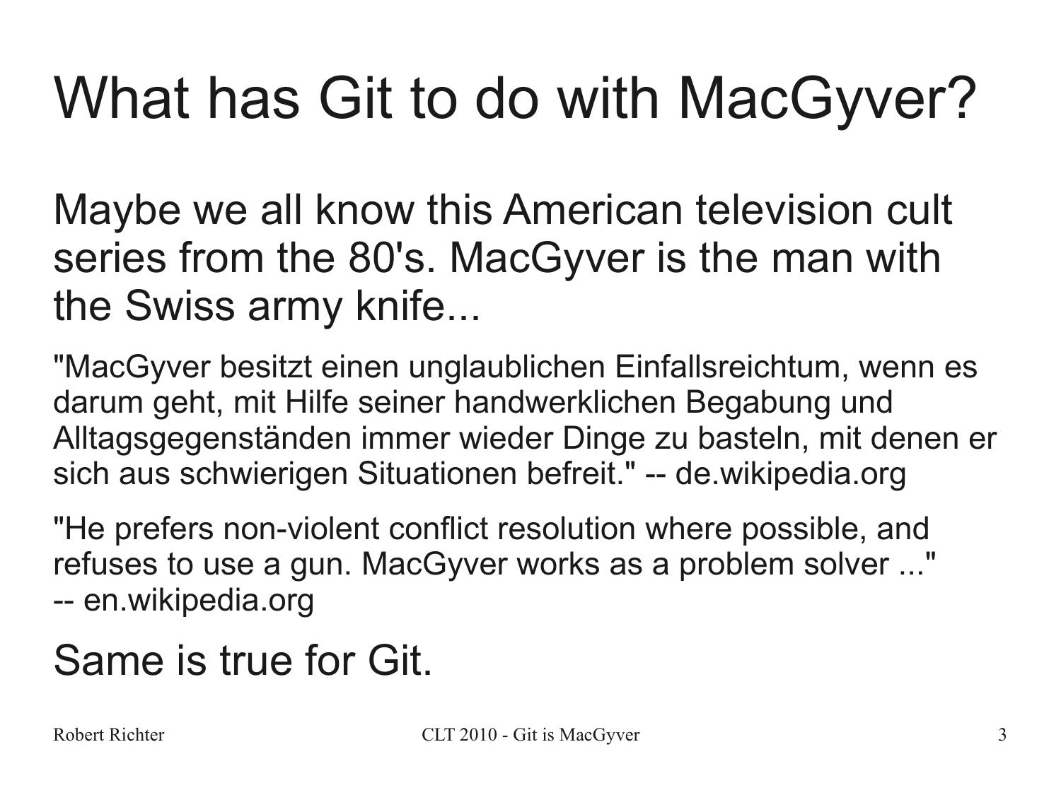# What has Git to do with MacGyver?

Maybe we all know this American television cult series from the 80's. MacGyver is the man with the Swiss army knife...

"MacGyver besitzt einen unglaublichen Einfallsreichtum, wenn es darum geht, mit Hilfe seiner handwerklichen Begabung und Alltagsgegenständen immer wieder Dinge zu basteln, mit denen er sich aus schwierigen Situationen befreit." -- de.wikipedia.org

"He prefers non-violent conflict resolution where possible, and refuses to use a gun. MacGyver works as a problem solver ..." -- en.wikipedia.org

Same is true for Git.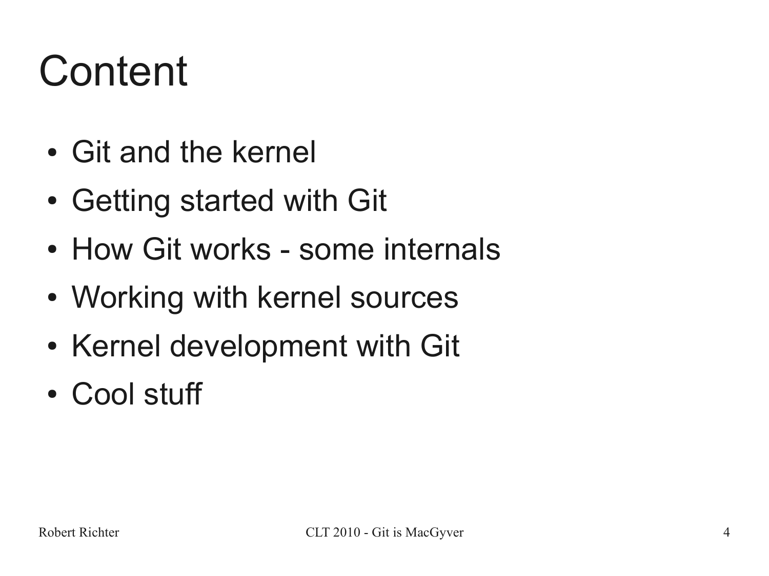# Content

- Git and the kernel
- Getting started with Git
- How Git works - some internals
- Working with kernel sources
- Kernel development with Git
- Cool stuff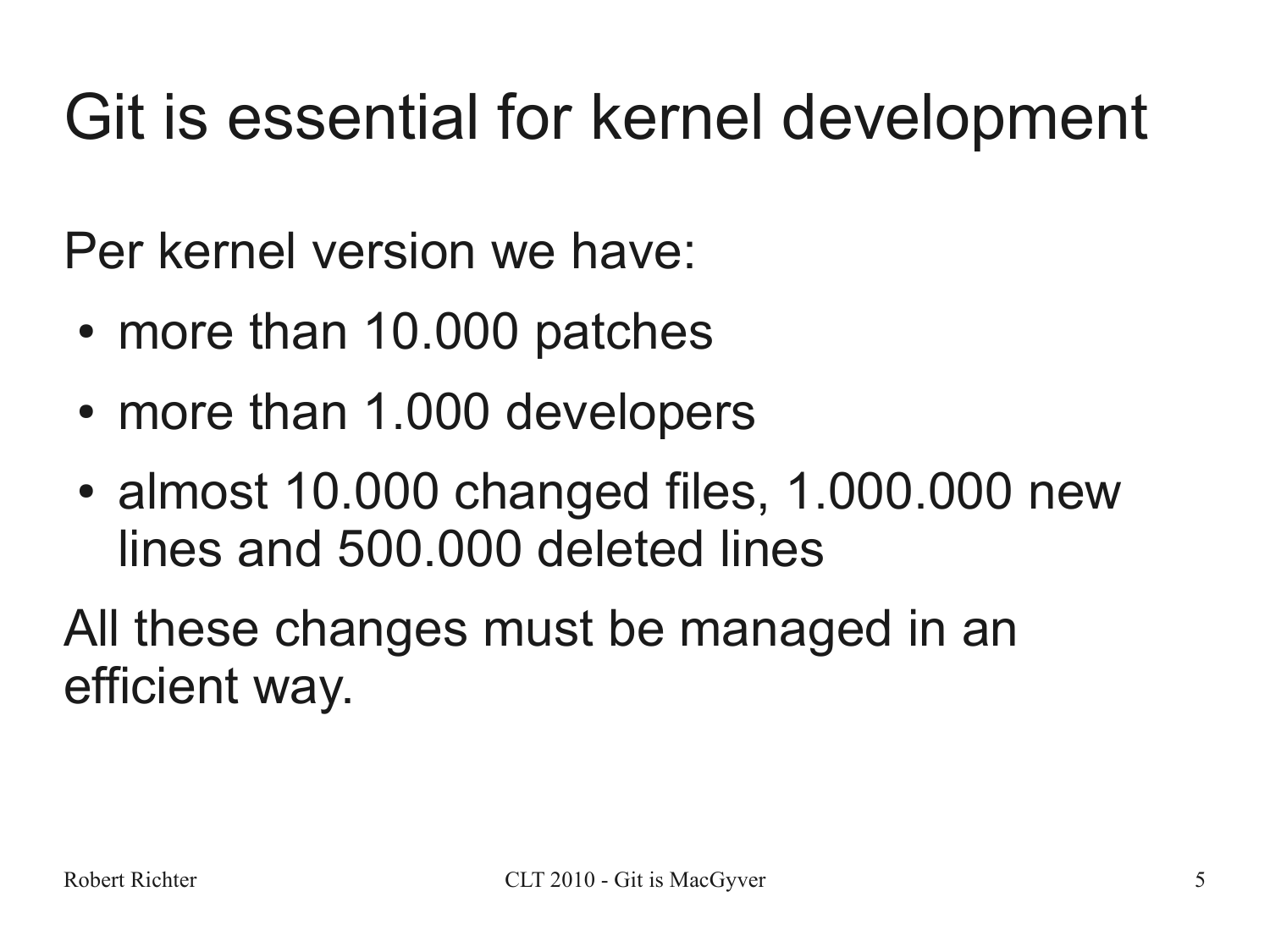# Git is essential for kernel development

Per kernel version we have:

- more than 10.000 patches
- more than 1.000 developers
- almost 10.000 changed files, 1.000.000 new lines and 500.000 deleted lines

All these changes must be managed in an efficient way.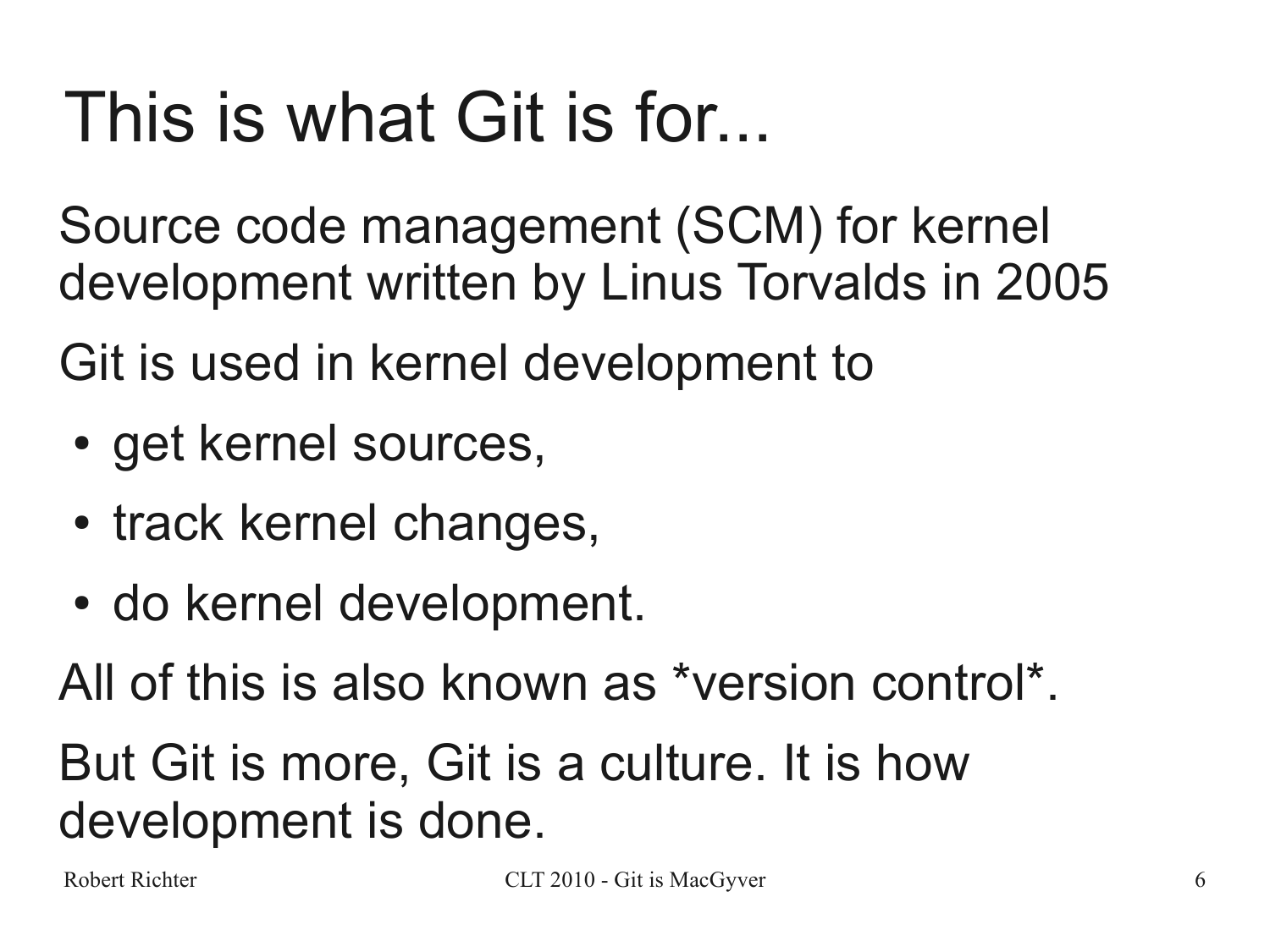# This is what Git is for...

Source code management (SCM) for kernel development written by Linus Torvalds in 2005

Git is used in kernel development to

- get kernel sources,
- track kernel changes,
- do kernel development.

All of this is also known as *version control*.

But Git is more, Git is a culture. It is how development is done.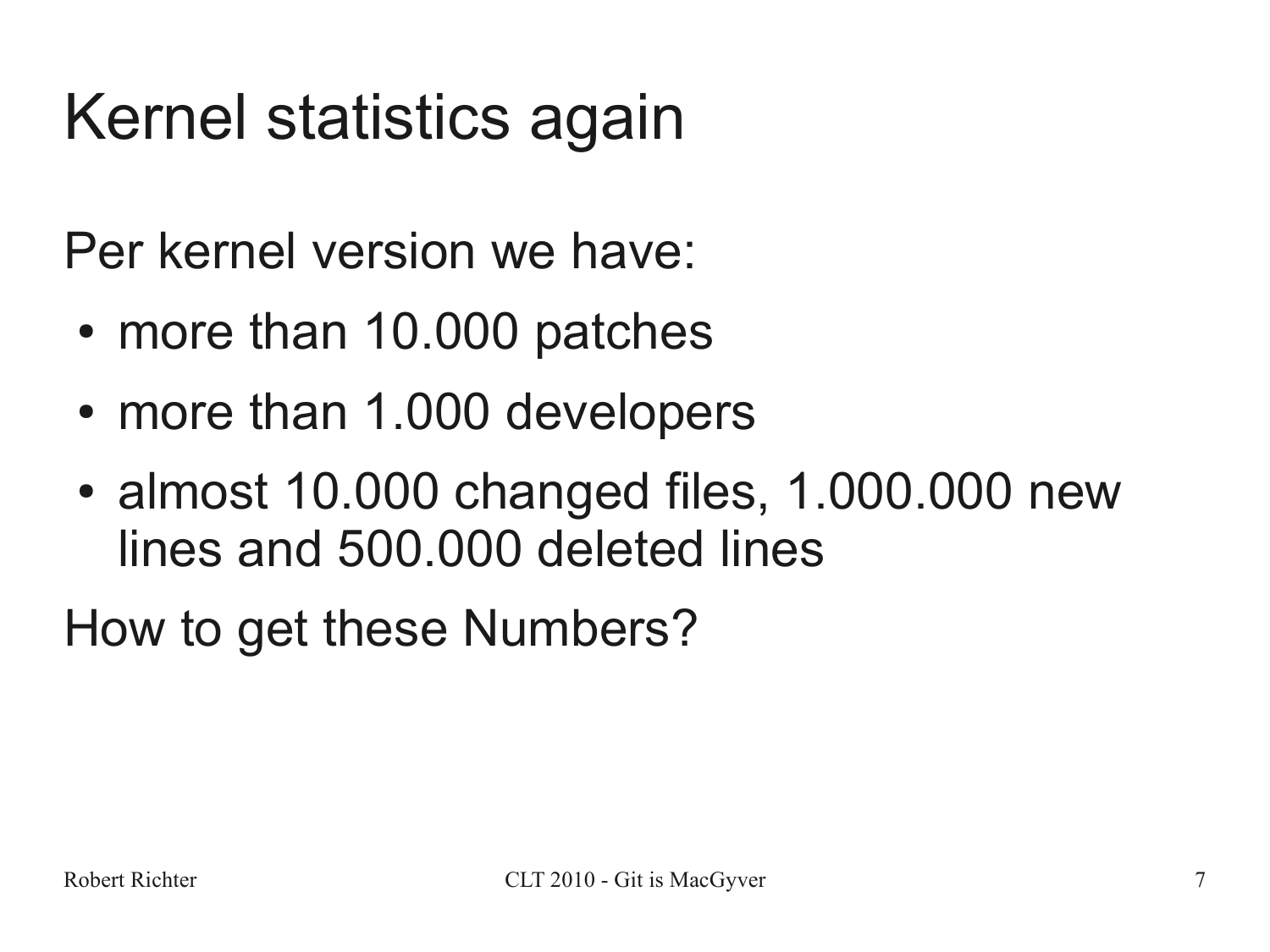# Kernel statistics again

Per kernel version we have:

- more than 10.000 patches
- more than 1.000 developers
- almost 10.000 changed files, 1.000.000 new lines and 500.000 deleted lines

How to get these Numbers?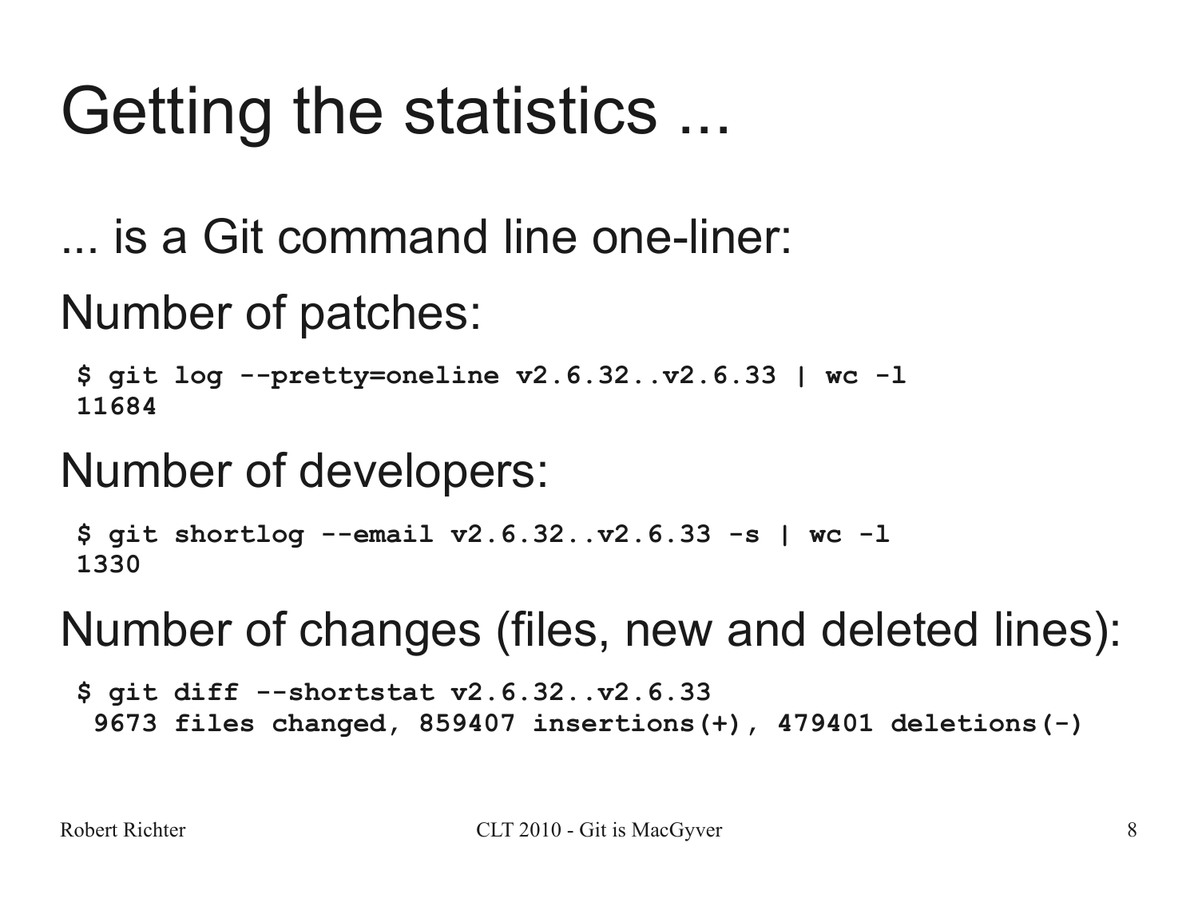# Getting the statistics ...

... is a Git command line one-liner:

Number of patches:

```
$ git log --pretty=oneline v2.6.32..v2.6.33 | wc -l
11684
```

Number of developers:

```
$ git shortlog --email v2.6.32..v2.6.33 -s | wc -l
1330
```

Number of changes (files, new and deleted lines):

```
$ git diff --shortstat v2.6.32..v2.6.33
 9673 files changed, 859407 insertions(+), 479401 deletions(-)
```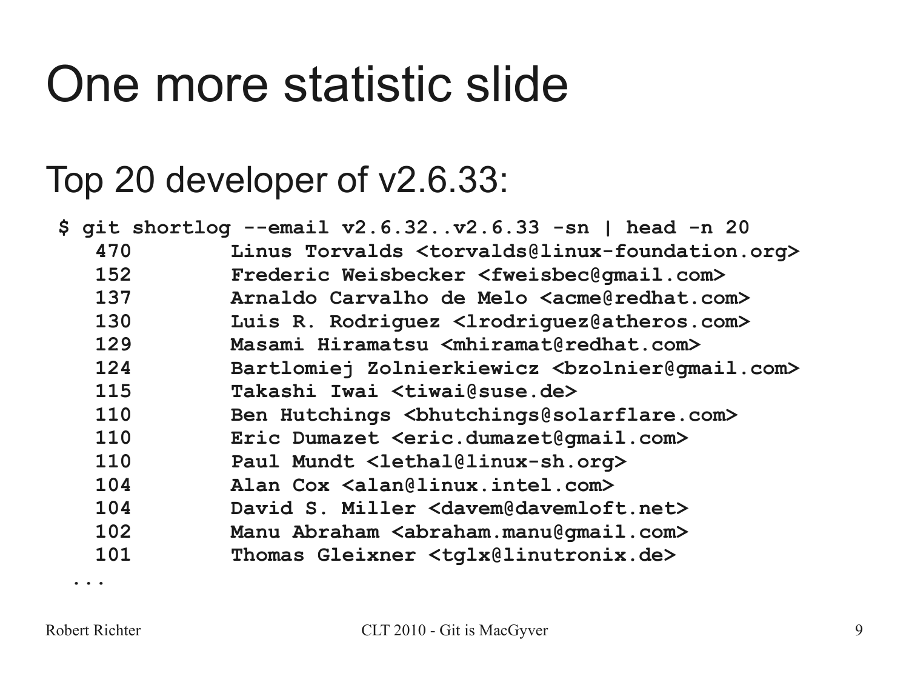# One more statistic slide

## Top 20 developer of v2.6.33:

```
$ git shortlog --email v2.6.32..v2.6.33 -sn | head -n 20
   470        Linus Torvalds <torvalds@linux-foundation.org>
   152        Frederic Weisbecker <fweisbec@gmail.com>
   137        Arnaldo Carvalho de Melo <acme@redhat.com>
   130        Luis R. Rodriguez <lrodriguez@atheros.com>
   129        Masami Hiramatsu <mhiramat@redhat.com>
   124        Bartlomiej Zolnierkiewicz <bzolnier@gmail.com>
   115        Takashi Iwai <tiwai@suse.de>
   110        Ben Hutchings <bhutchings@solarflare.com>
   110        Eric Dumazet <eric.dumazet@gmail.com>
   110        Paul Mundt <lethal@linux-sh.org>
   104        Alan Cox <alan@linux.intel.com>
   104        David S. Miller <davem@davemloft.net>
   102        Manu Abraham <abraham.manu@gmail.com>
   101        Thomas Gleixner <tglx@linutronix.de>
 ...
```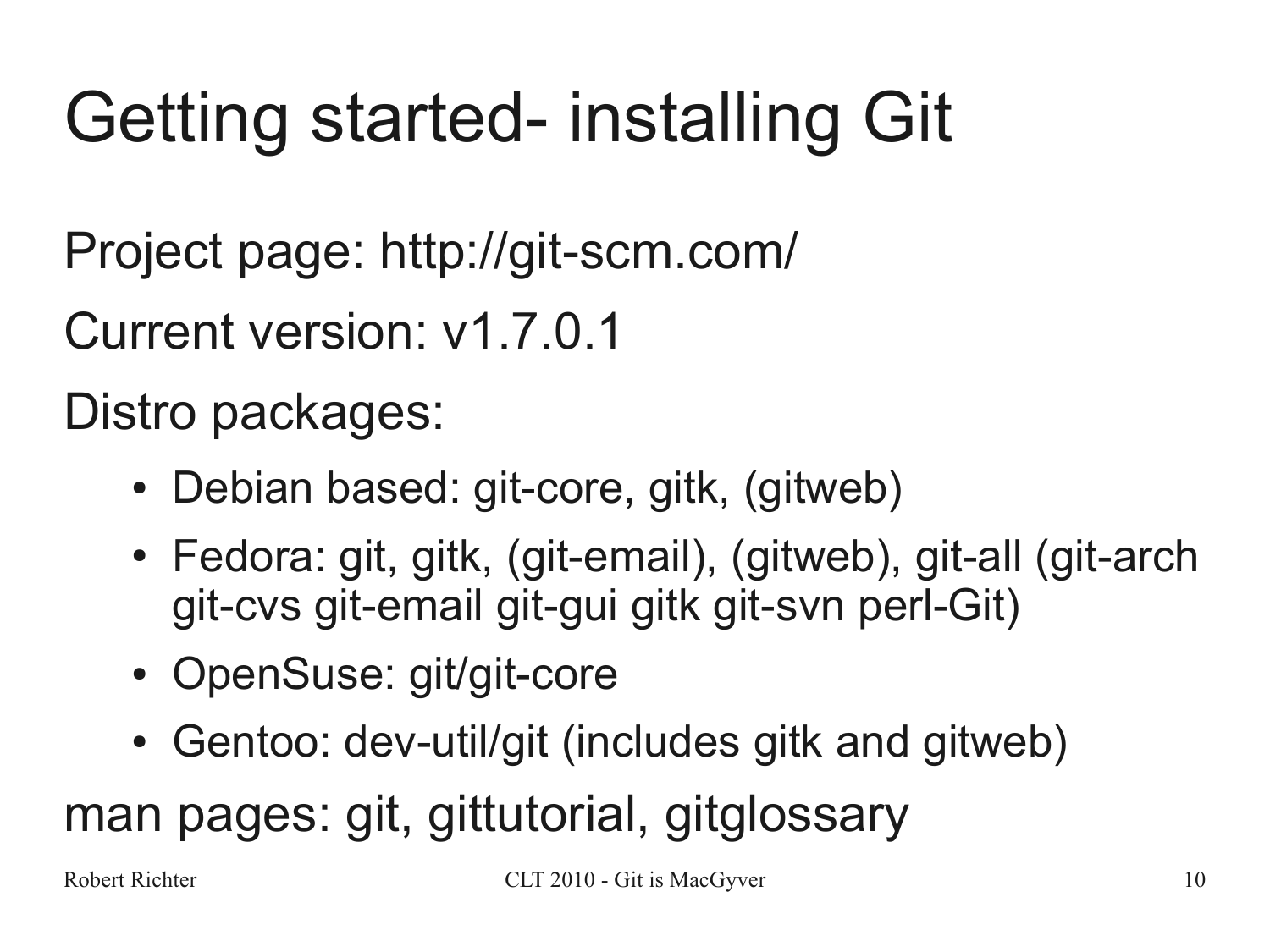# Getting started- installing Git

Project page: http://git-scm.com/

Current version: v1.7.0.1

Distro packages:

- Debian based: git-core, gitk, (gitweb)
- Fedora: git, gitk, (git-email), (gitweb), git-all (git-arch git-cvs git-email git-gui gitk git-svn perl-Git)
- OpenSuse: git/git-core
- Gentoo: dev-util/git (includes gitk and gitweb)

man pages: git, gittutorial, gitglossary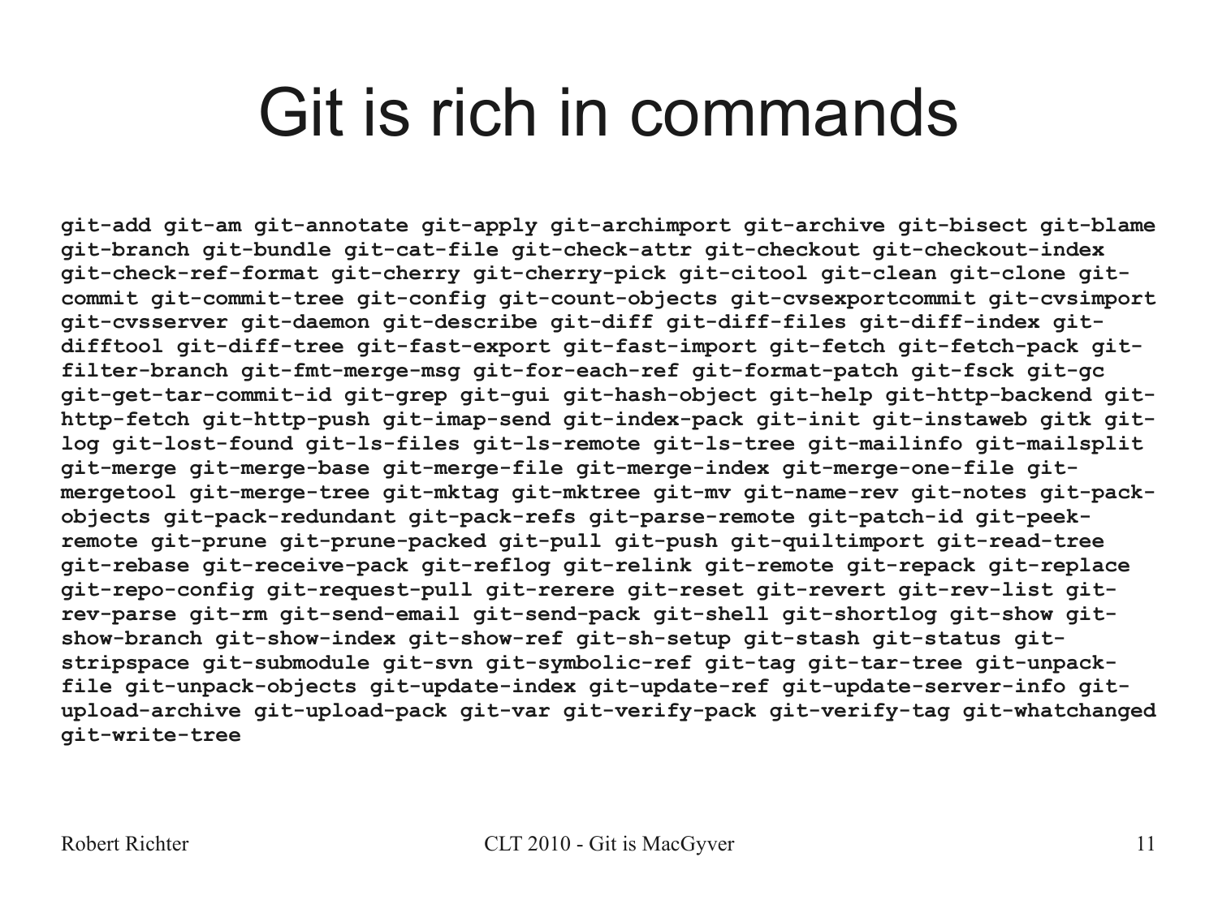# Git is rich in commands

**git-add git-am git-annotate git-apply git-archimport git-archive git-bisect git-blame git-branch git-bundle git-cat-file git-check-attr git-checkout git-checkout-index git-check-ref-format git-cherry git-cherry-pick git-citool git-clean git-clone git-commit git-commit-tree git-config git-count-objects git-cvsexportcommit git-cvsimport git-cvsserver git-daemon git-describe git-diff git-diff-files git-diff-index git-difftool git-diff-tree git-fast-export git-fast-import git-fetch git-fetch-pack git-filter-branch git-fmt-merge-msg git-for-each-ref git-format-patch git-fsck git-gc git-get-tar-commit-id git-grep git-gui git-hash-object git-help git-http-backend git-http-fetch git-http-push git-imap-send git-index-pack git-init git-instaweb gitk git-log git-lost-found git-ls-files git-ls-remote git-ls-tree git-mailinfo git-mailsplit git-merge git-merge-base git-merge-file git-merge-index git-merge-one-file git-mergetool git-merge-tree git-mktag git-mktree git-mv git-name-rev git-notes git-pack-objects git-pack-redundant git-pack-refs git-parse-remote git-patch-id git-peek-remote git-prune git-prune-packed git-pull git-push git-quiltimport git-read-tree git-rebase git-receive-pack git-reflog git-relink git-remote git-repack git-replace git-repo-config git-request-pull git-rerere git-reset git-revert git-rev-list git-rev-parse git-rm git-send-email git-send-pack git-shell git-shortlog git-show git-show-branch git-show-index git-show-ref git-sh-setup git-stash git-status git-stripspace git-submodule git-svn git-symbolic-ref git-tag git-tar-tree git-unpack-file git-unpack-objects git-update-index git-update-ref git-update-server-info git-upload-archive git-upload-pack git-var git-verify-pack git-verify-tag git-whatchanged git-write-tree**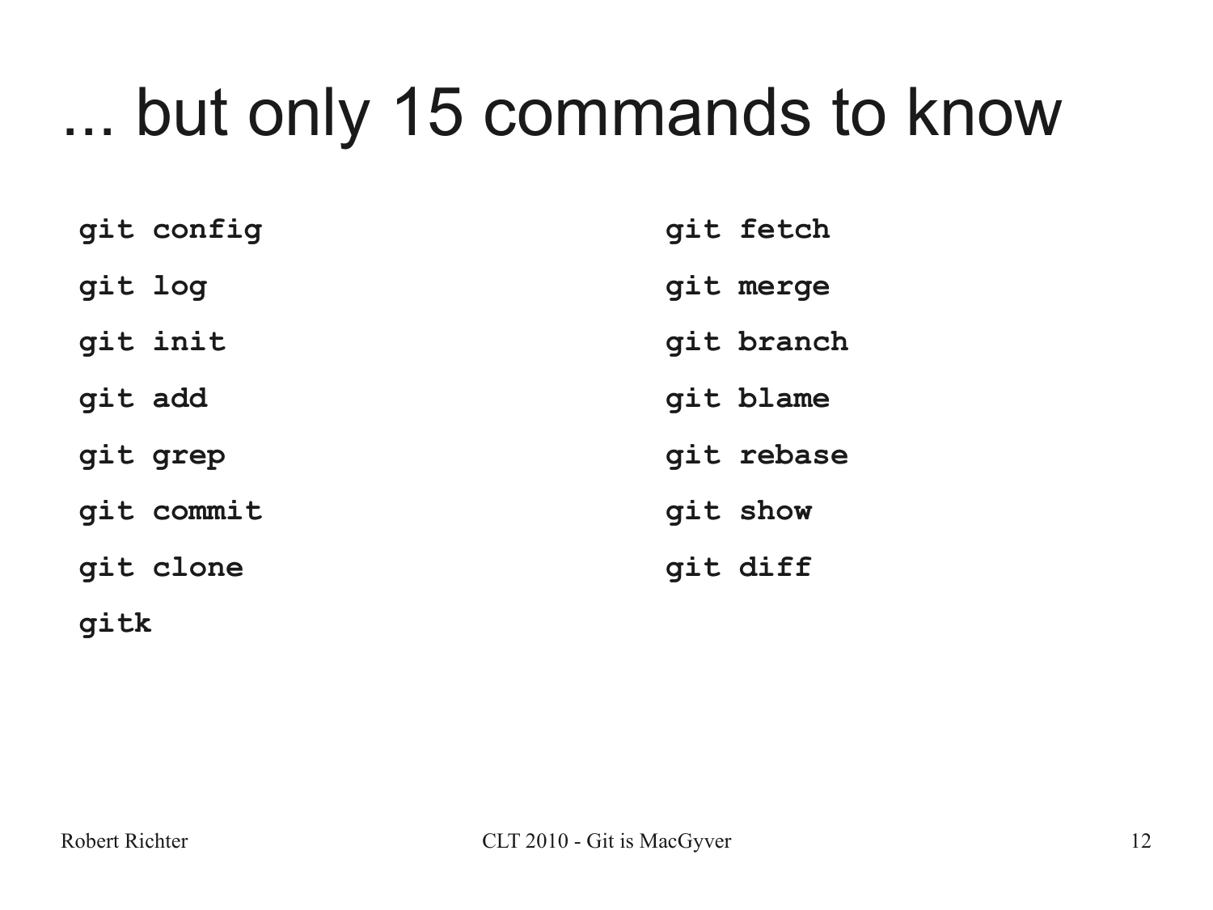# ... but only 15 commands to know

**git config**

**git log**

**git init**

**git add**

**git grep**

**git commit**

**git clone**

**gitk**

**git fetch**

**git merge**

**git branch**

**git blame**

**git rebase**

**git show**

**git diff**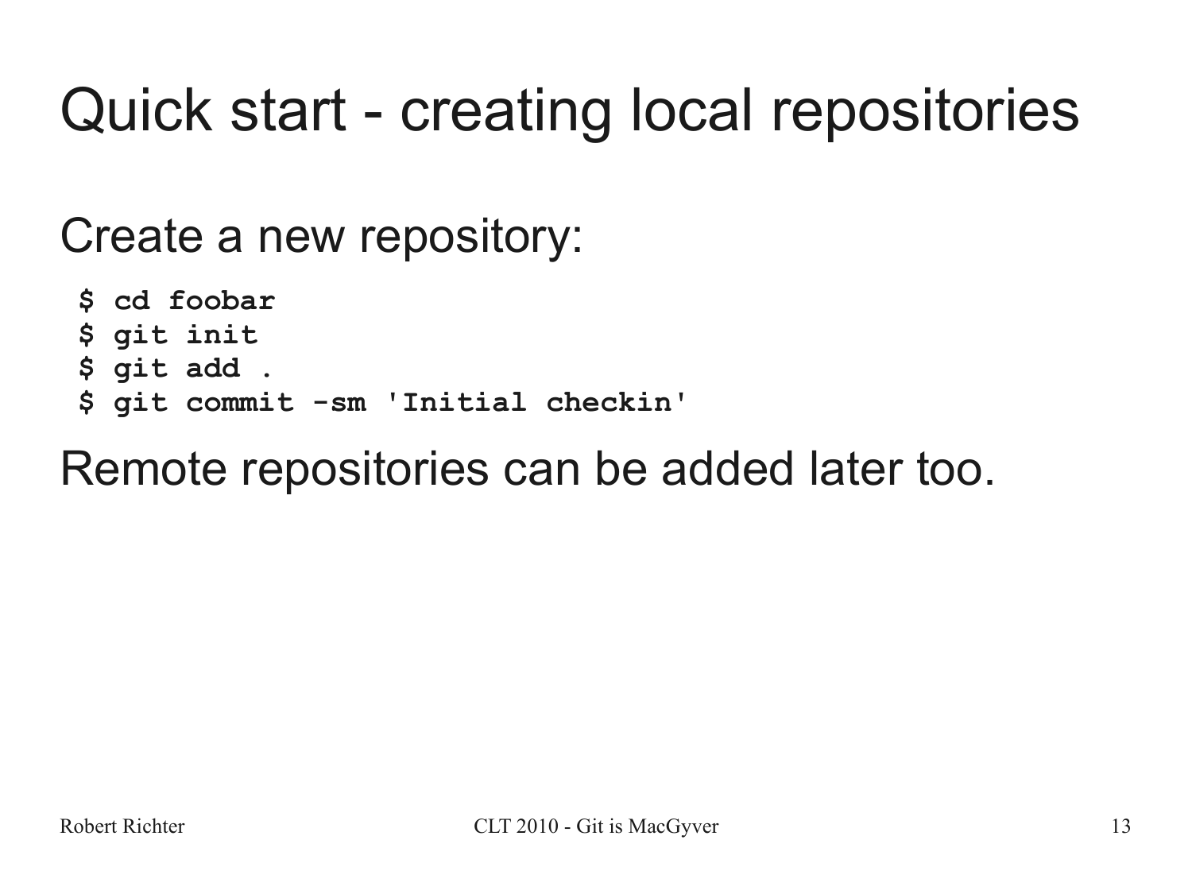# Quick start - creating local repositories

Create a new repository:

```
$ cd foobar
$ git init
$ git add .
$ git commit -sm 'Initial checkin'
```

Remote repositories can be added later too.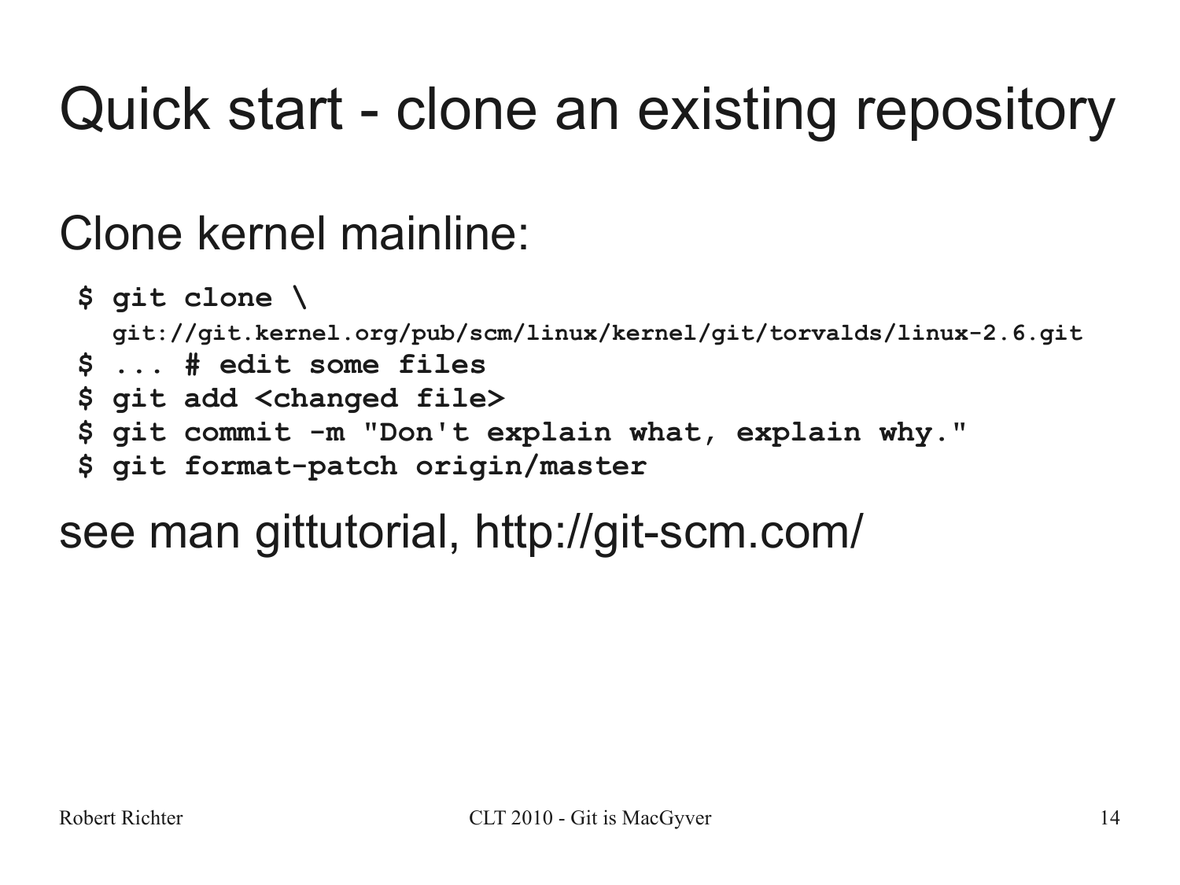# Quick start - clone an existing repository

Clone kernel mainline:

```
$ git clone \
  git://git.kernel.org/pub/scm/linux/kernel/git/torvalds/linux-2.6.git
$ ... # edit some files
$ git add <changed file>
$ git commit -m "Don't explain what, explain why."
$ git format-patch origin/master
```

see man gittutorial, http://git-scm.com/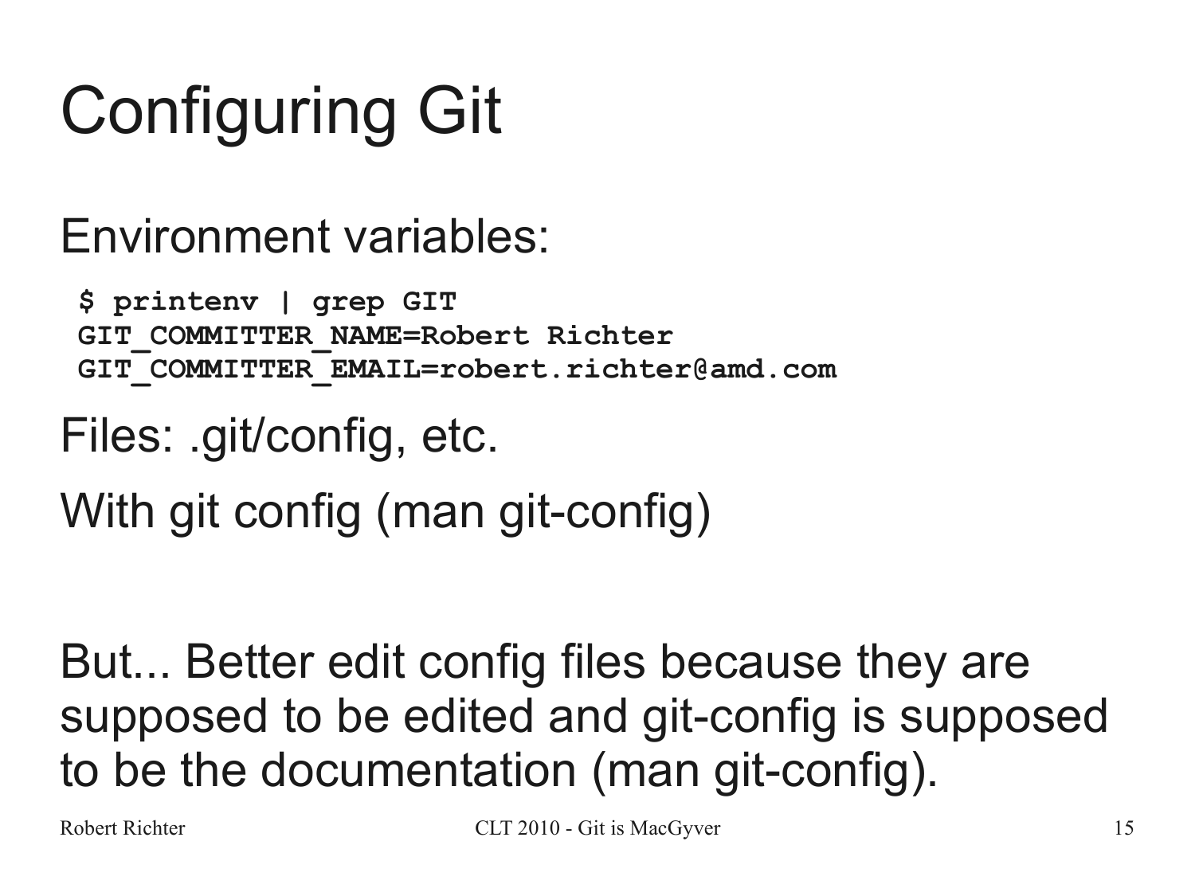# Configuring Git

Environment variables:

```
$ printenv | grep GIT
GIT_COMMITTER_NAME=Robert Richter
GIT_COMMITTER_EMAIL=robert.richter@amd.com
```

Files: .git/config, etc.

With git config (man git-config)

But... Better edit config files because they are supposed to be edited and git-config is supposed to be the documentation (man git-config).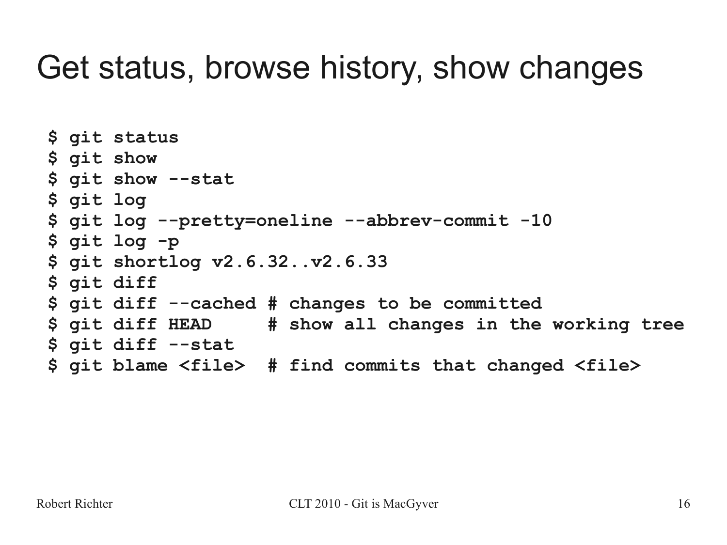# Get status, browse history, show changes

```
$ git status
$ git show
$ git show --stat
$ git log
$ git log --pretty=oneline --abbrev-commit -10
$ git log -p
$ git shortlog v2.6.32..v2.6.33
$ git diff
$ git diff --cached # changes to be committed
$ git diff HEAD     # show all changes in the working tree
$ git diff --stat
$ git blame <file>  # find commits that changed <file>
```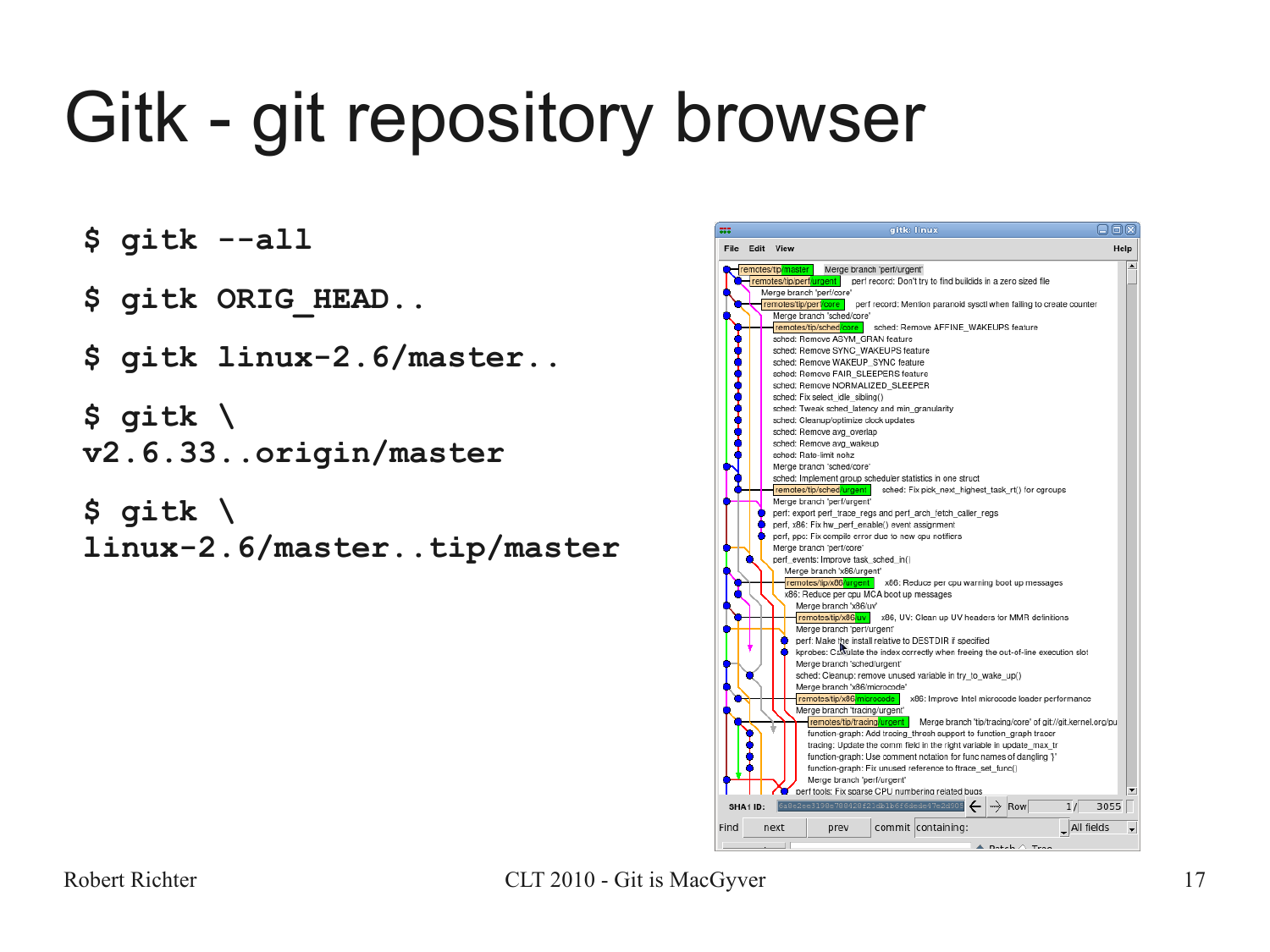# Gitk - git repository browser

```
$ gitk --all

$ gitk ORIG_HEAD..

$ gitk linux-2.6/master..

$ gitk \
v2.6.33..origin/master

$ gitk \
linux-2.6/master..tip/master
```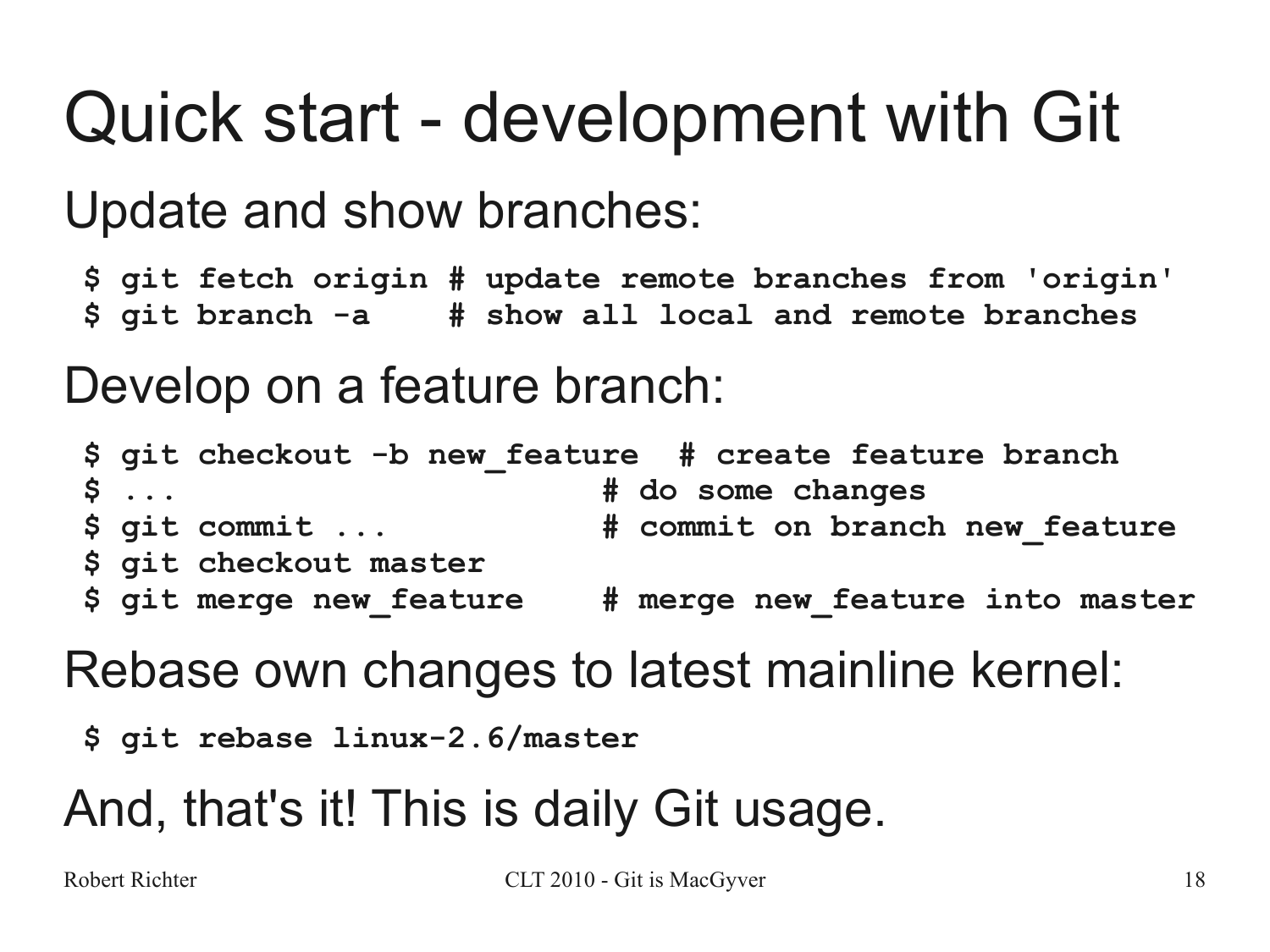# Quick start - development with Git

Update and show branches:

```
$ git fetch origin # update remote branches from 'origin'
$ git branch -a    # show all local and remote branches
```

Develop on a feature branch:

```
$ git checkout -b new_feature  # create feature branch
$ ...                          # do some changes
$ git commit ...               # commit on branch new_feature
$ git checkout master
$ git merge new_feature        # merge new_feature into master
```

Rebase own changes to latest mainline kernel:

```
$ git rebase linux-2.6/master
```

And, that's it! This is daily Git usage.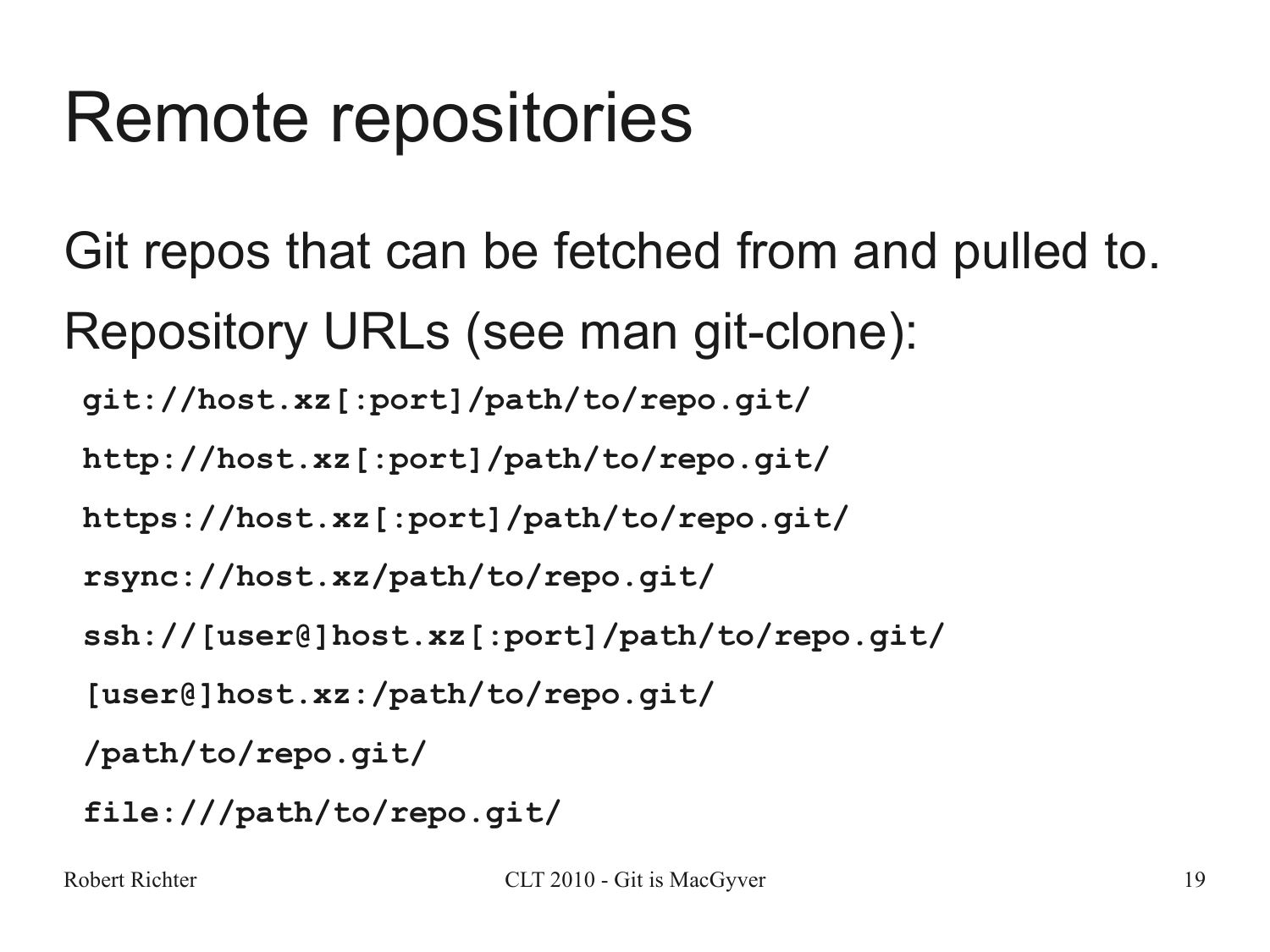# Remote repositories

Git repos that can be fetched from and pulled to.

Repository URLs (see man git-clone):

```
git://host.xz[:port]/path/to/repo.git/
http://host.xz[:port]/path/to/repo.git/
https://host.xz[:port]/path/to/repo.git/
rsync://host.xz/path/to/repo.git/
ssh://[user@]host.xz[:port]/path/to/repo.git/
[user@]host.xz:/path/to/repo.git/
/path/to/repo.git/
file:///path/to/repo.git/
```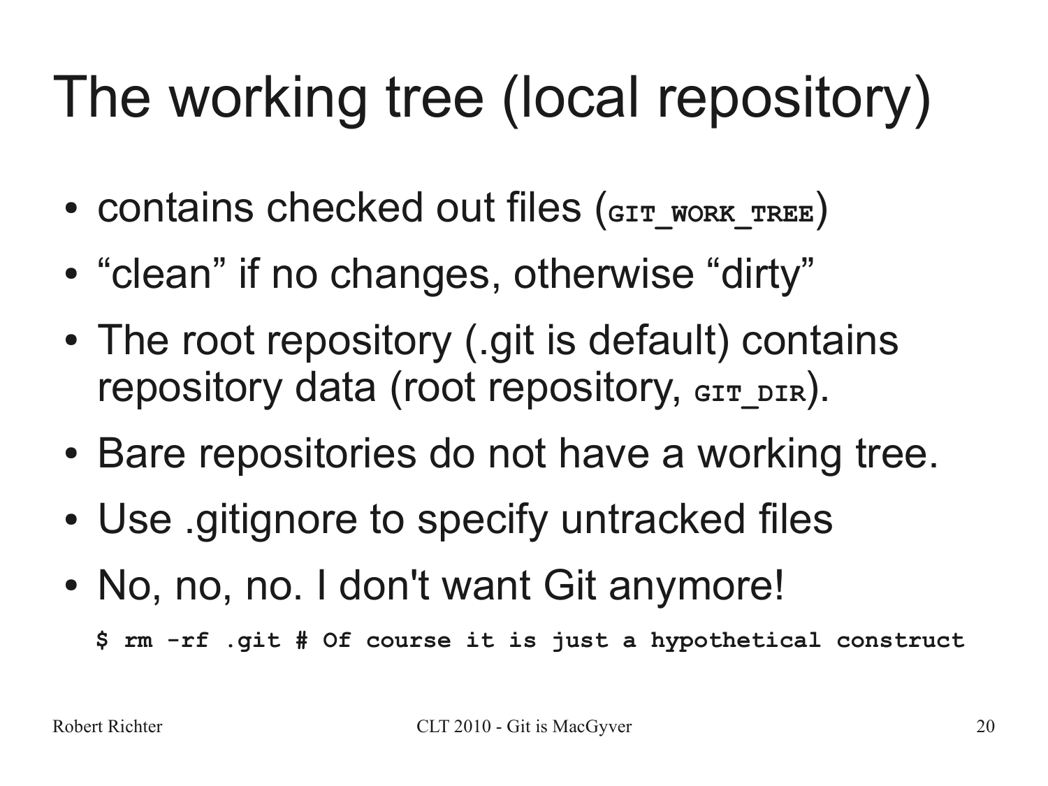# The working tree (local repository)

- contains checked out files (`GIT_WORK_TREE`)
- “clean” if no changes, otherwise “dirty”
- The root repository (.git is default) contains repository data (root repository, `GIT_DIR`).
- Bare repositories do not have a working tree.
- Use .gitignore to specify untracked files
- No, no, no. I don't want Git anymore!

```
$ rm -rf .git # Of course it is just a hypothetical construct
```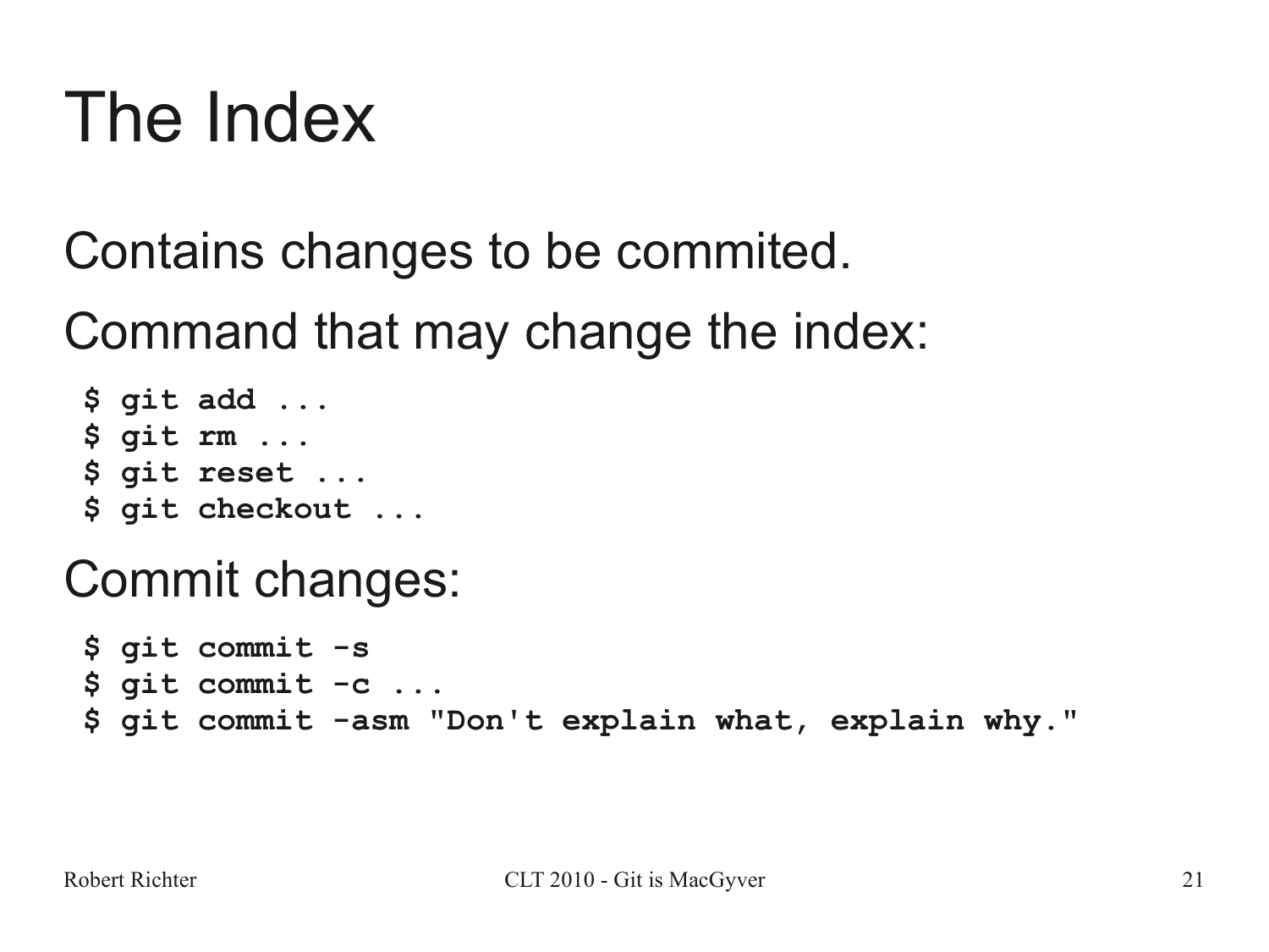# The Index

Contains changes to be commited.

Command that may change the index:

```
$ git add ...
$ git rm ...
$ git reset ...
$ git checkout ...
```

Commit changes:

```
$ git commit -s
$ git commit -c ...
$ git commit -asm "Don't explain what, explain why."
```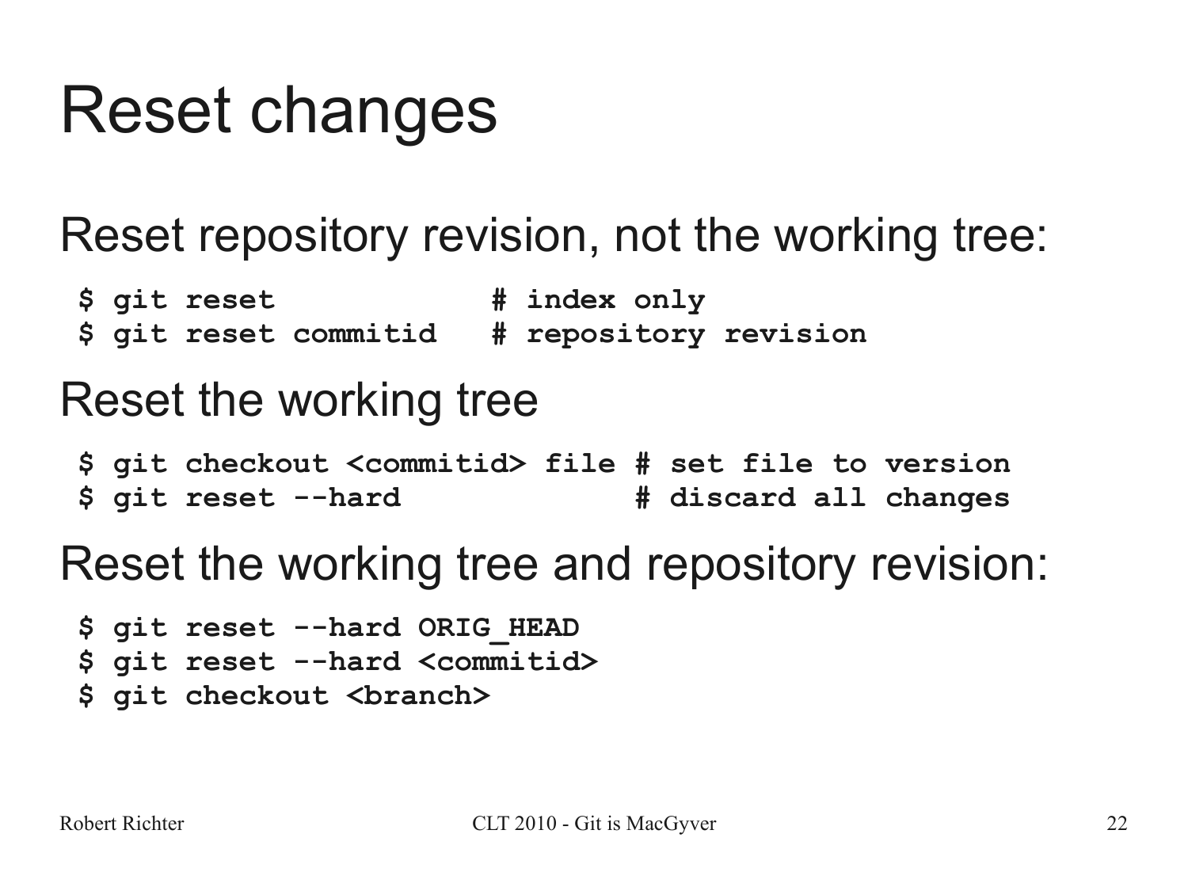# Reset changes

Reset repository revision, not the working tree:

```
$ git reset              # index only
$ git reset commitid     # repository revision
```

Reset the working tree

```
$ git checkout <commitid> file # set file to version
$ git reset --hard             # discard all changes
```

Reset the working tree and repository revision:

```
$ git reset --hard ORIG_HEAD
$ git reset --hard <commitid>
$ git checkout <branch>
```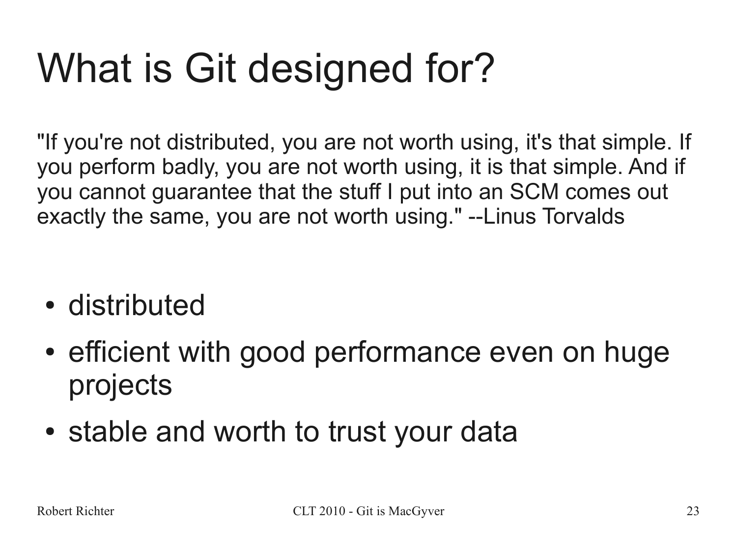# What is Git designed for?

"If you're not distributed, you are not worth using, it's that simple. If you perform badly, you are not worth using, it is that simple. And if you cannot guarantee that the stuff I put into an SCM comes out exactly the same, you are not worth using." --Linus Torvalds

- distributed
- efficient with good performance even on huge projects
- stable and worth to trust your data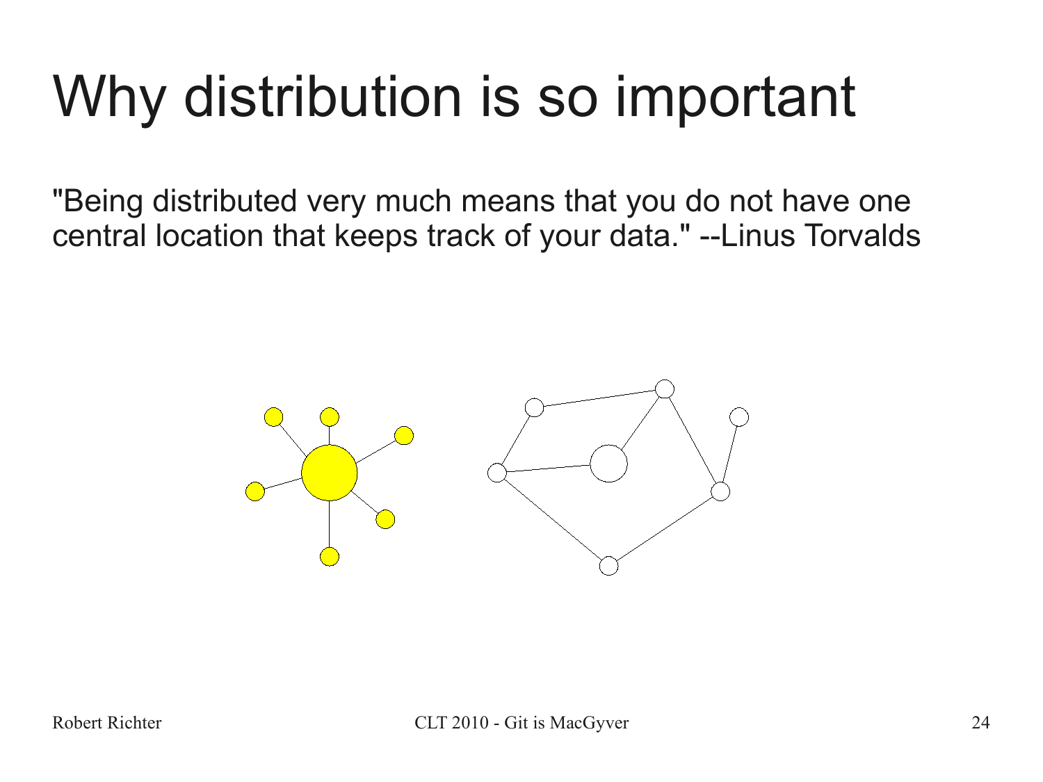# Why distribution is so important

"Being distributed very much means that you do not have one central location that keeps track of your data." --Linus Torvalds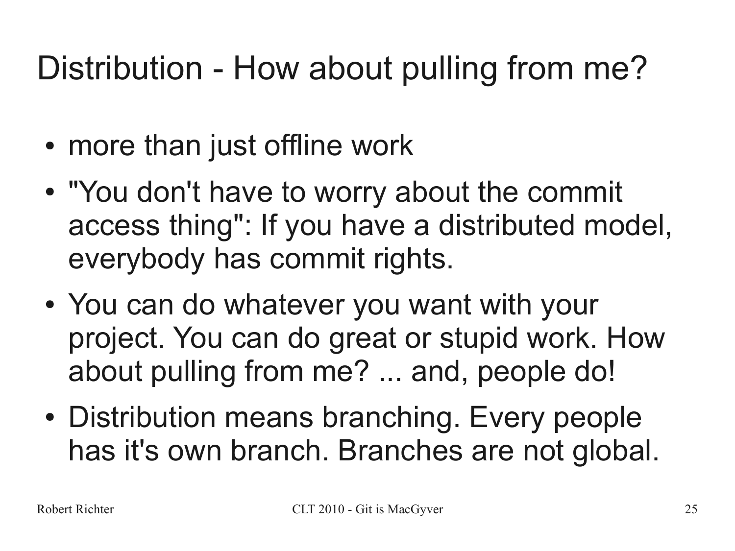# Distribution - How about pulling from me?

- more than just offline work
- "You don't have to worry about the commit access thing": If you have a distributed model, everybody has commit rights.
- You can do whatever you want with your project. You can do great or stupid work. How about pulling from me? ... and, people do!
- Distribution means branching. Every people has it's own branch. Branches are not global.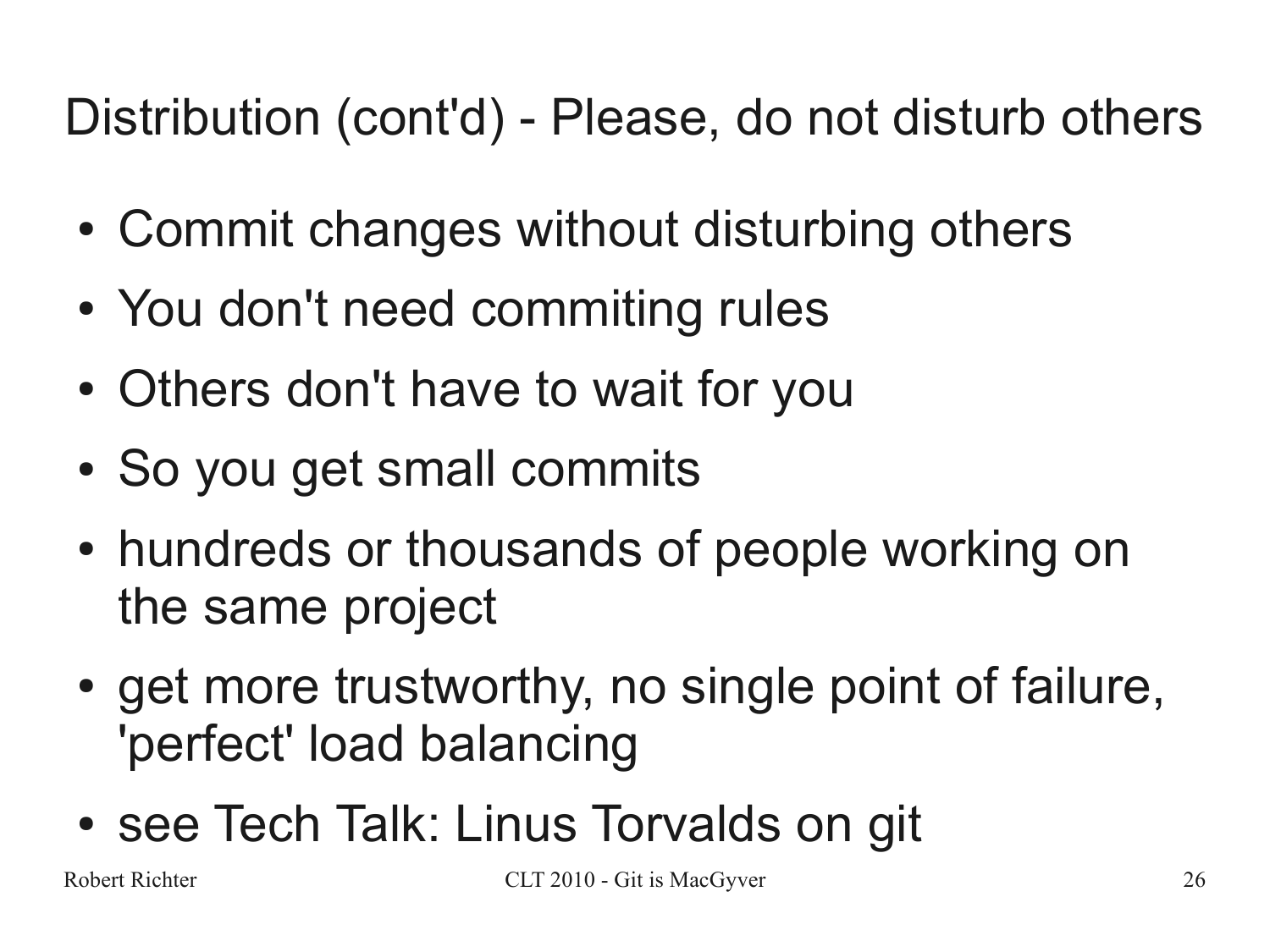# Distribution (cont'd) - Please, do not disturb others

- Commit changes without disturbing others
- You don't need commiting rules
- Others don't have to wait for you
- So you get small commits
- hundreds or thousands of people working on the same project
- get more trustworthy, no single point of failure, 'perfect' load balancing
- see Tech Talk: Linus Torvalds on git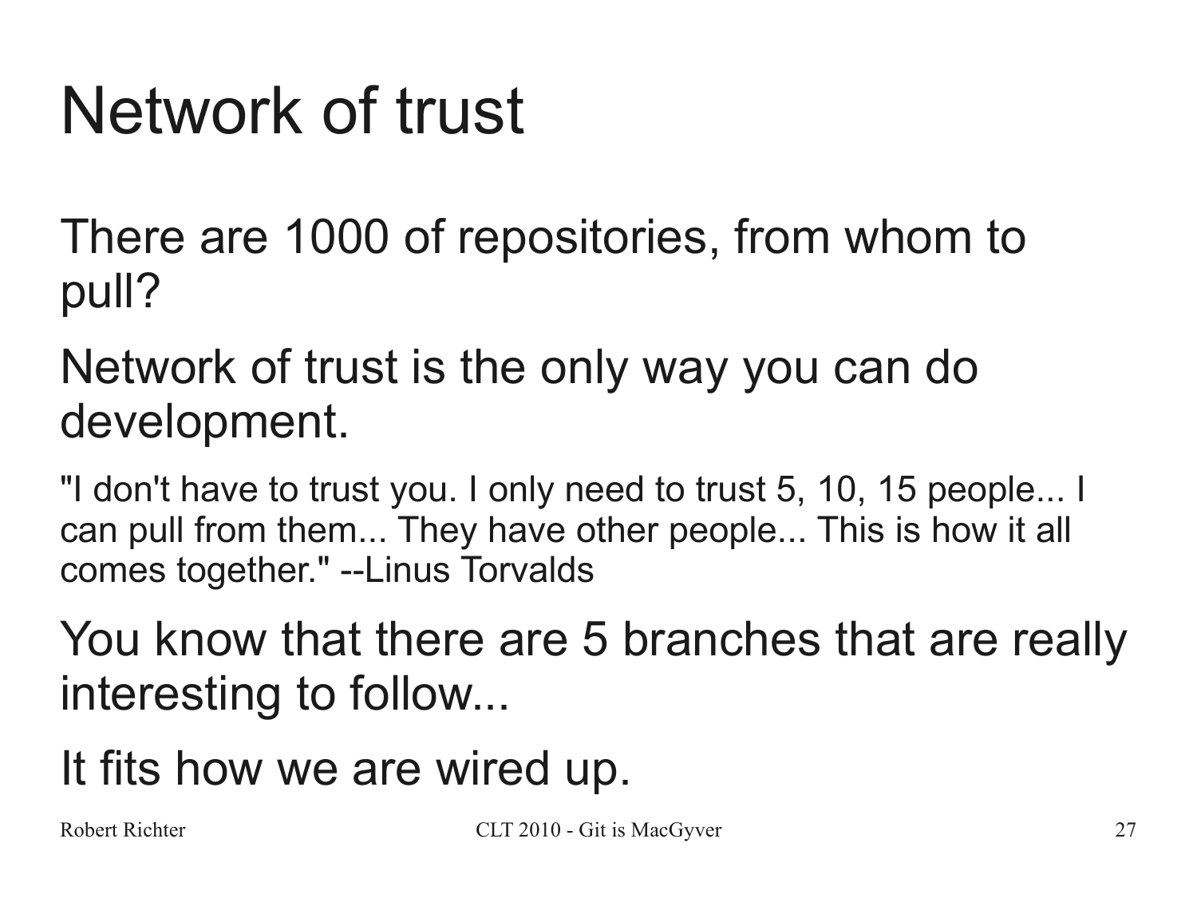# Network of trust

There are 1000 of repositories, from whom to pull?

Network of trust is the only way you can do development.

"I don't have to trust you. I only need to trust 5, 10, 15 people... I can pull from them... They have other people... This is how it all comes together." --Linus Torvalds

You know that there are 5 branches that are really interesting to follow...

It fits how we are wired up.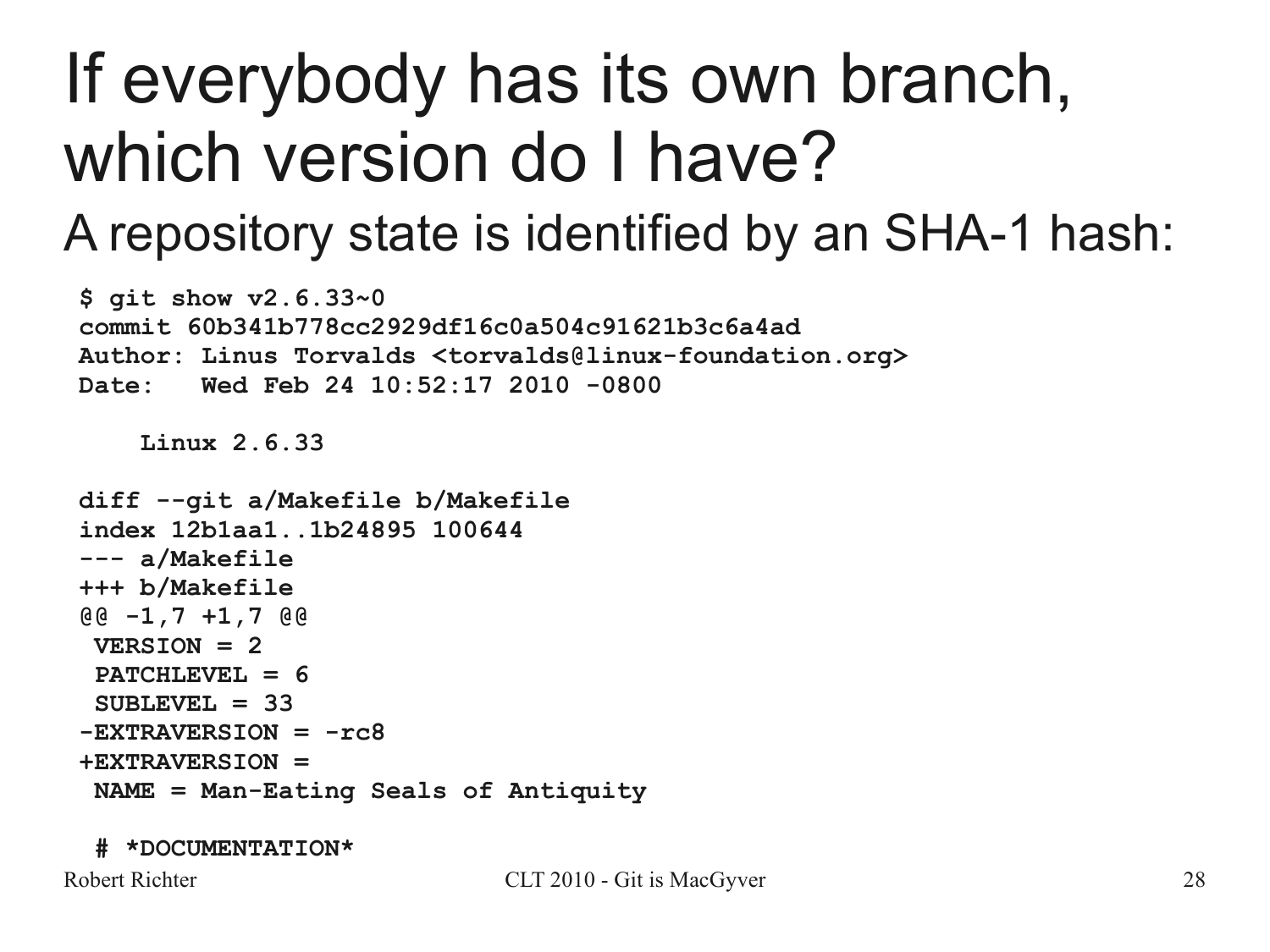# If everybody has its own branch, which version do I have?

A repository state is identified by an SHA-1 hash:

```
$ git show v2.6.33~0
commit 60b341b778cc2929df16c0a504c91621b3c6a4ad
Author: Linus Torvalds <torvalds@linux-foundation.org>
Date:   Wed Feb 24 10:52:17 2010 -0800

    Linux 2.6.33

diff --git a/Makefile b/Makefile
index 12b1aa1..1b24895 100644
--- a/Makefile
+++ b/Makefile
@@ -1,7 +1,7 @@
 VERSION = 2
 PATCHLEVEL = 6
 SUBLEVEL = 33
-EXTRAVERSION = -rc8
+EXTRAVERSION =
 NAME = Man-Eating Seals of Antiquity

 # *DOCUMENTATION*
```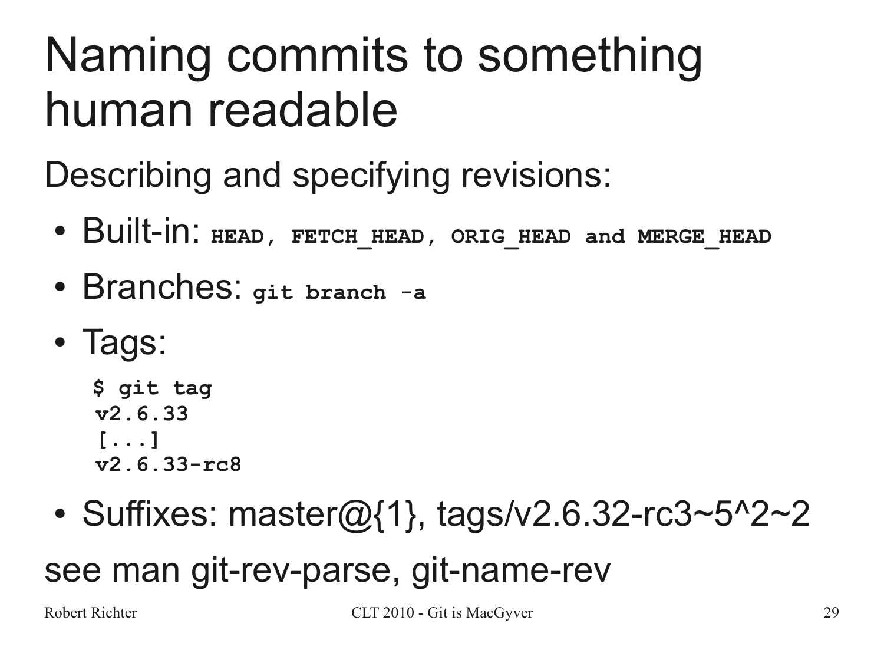# Naming commits to something human readable

Describing and specifying revisions:

- Built-in: `HEAD, FETCH_HEAD, ORIG_HEAD and MERGE_HEAD`
- Branches: `git branch -a`
- Tags:

```
$ git tag
v2.6.33
[...]
v2.6.33-rc8
```

- Suffixes: master@{1}, tags/v2.6.32-rc3~5^2~2

see man git-rev-parse, git-name-rev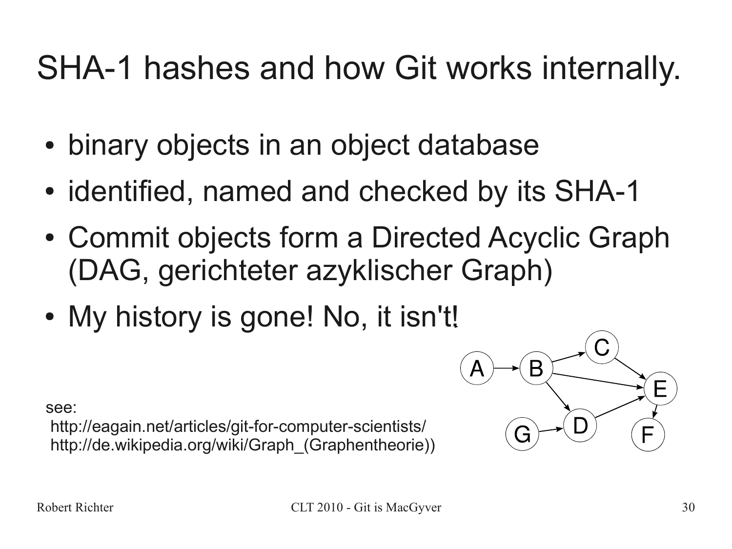# SHA-1 hashes and how Git works internally.

- binary objects in an object database
- identified, named and checked by its SHA-1
- Commit objects form a Directed Acyclic Graph (DAG, gerichteter azyklischer Graph)
- My history is gone! No, it isn't!

see:
http://eagain.net/articles/git-for-computer-scientists/
http://de.wikipedia.org/wiki/Graph_(Graphentheorie))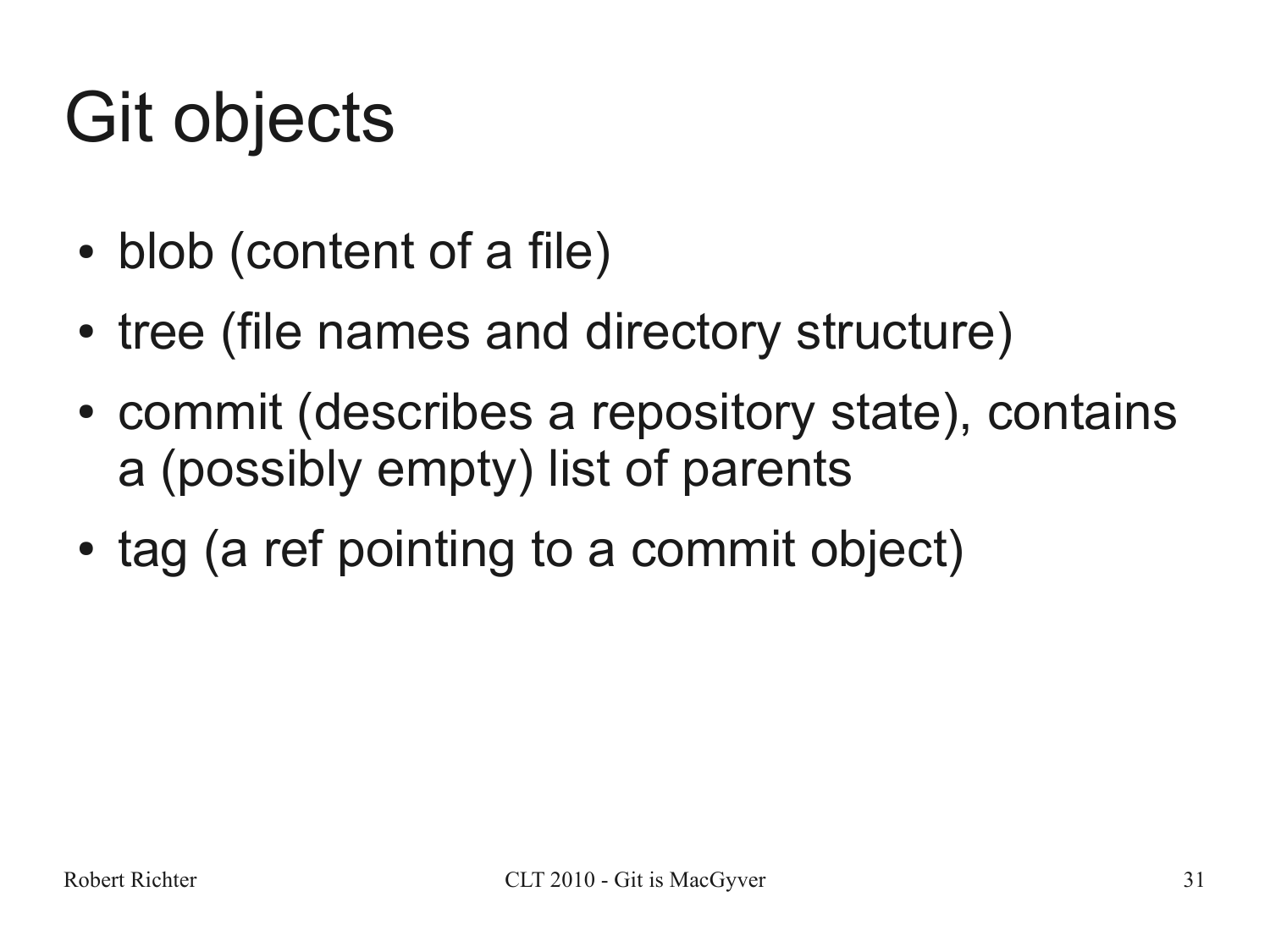# Git objects

- blob (content of a file)
- tree (file names and directory structure)
- commit (describes a repository state), contains a (possibly empty) list of parents
- tag (a ref pointing to a commit object)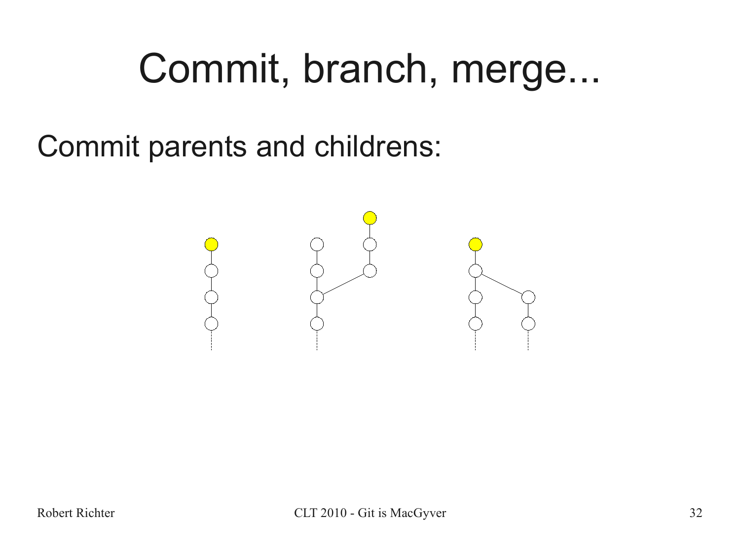# Commit, branch, merge...

Commit parents and childrens: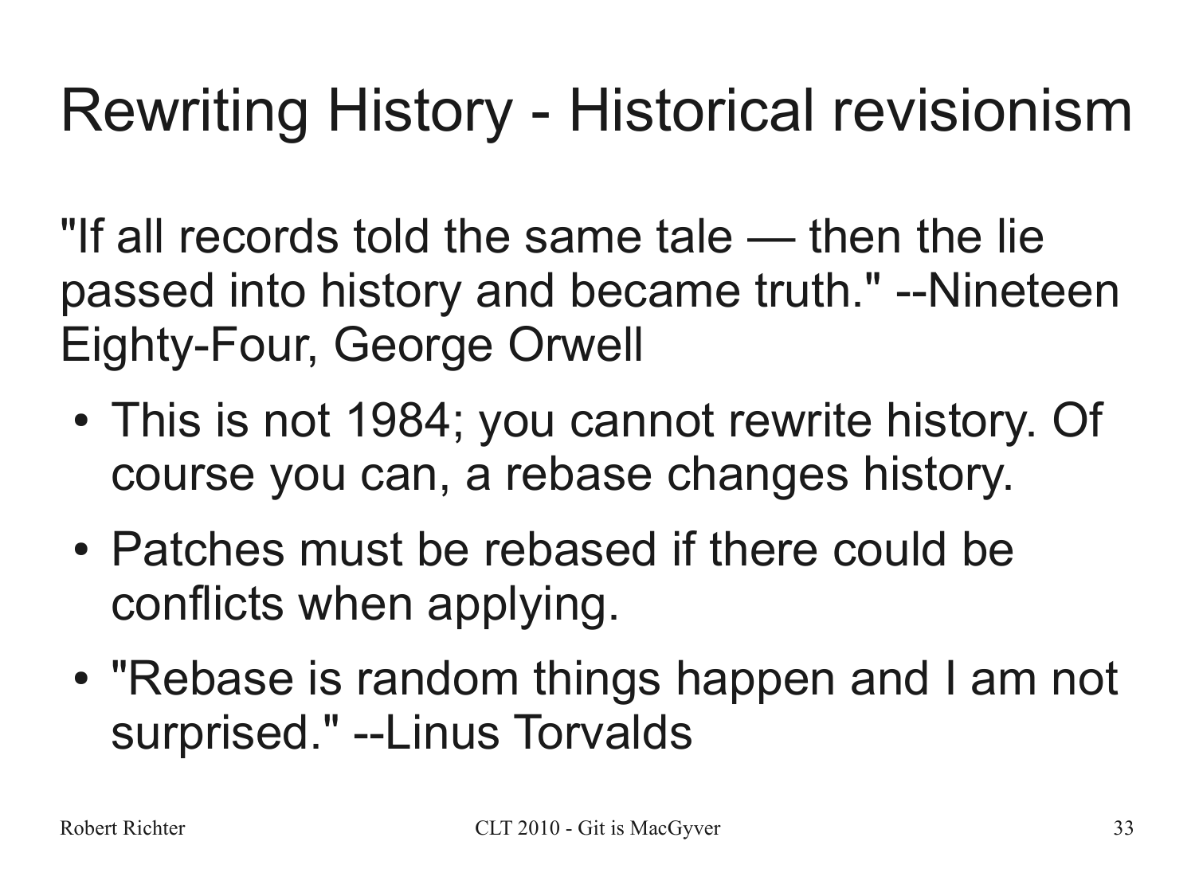# Rewriting History - Historical revisionism

"If all records told the same tale — then the lie passed into history and became truth." --Nineteen Eighty-Four, George Orwell

- This is not 1984; you cannot rewrite history. Of course you can, a rebase changes history.
- Patches must be rebased if there could be conflicts when applying.
- "Rebase is random things happen and I am not surprised." --Linus Torvalds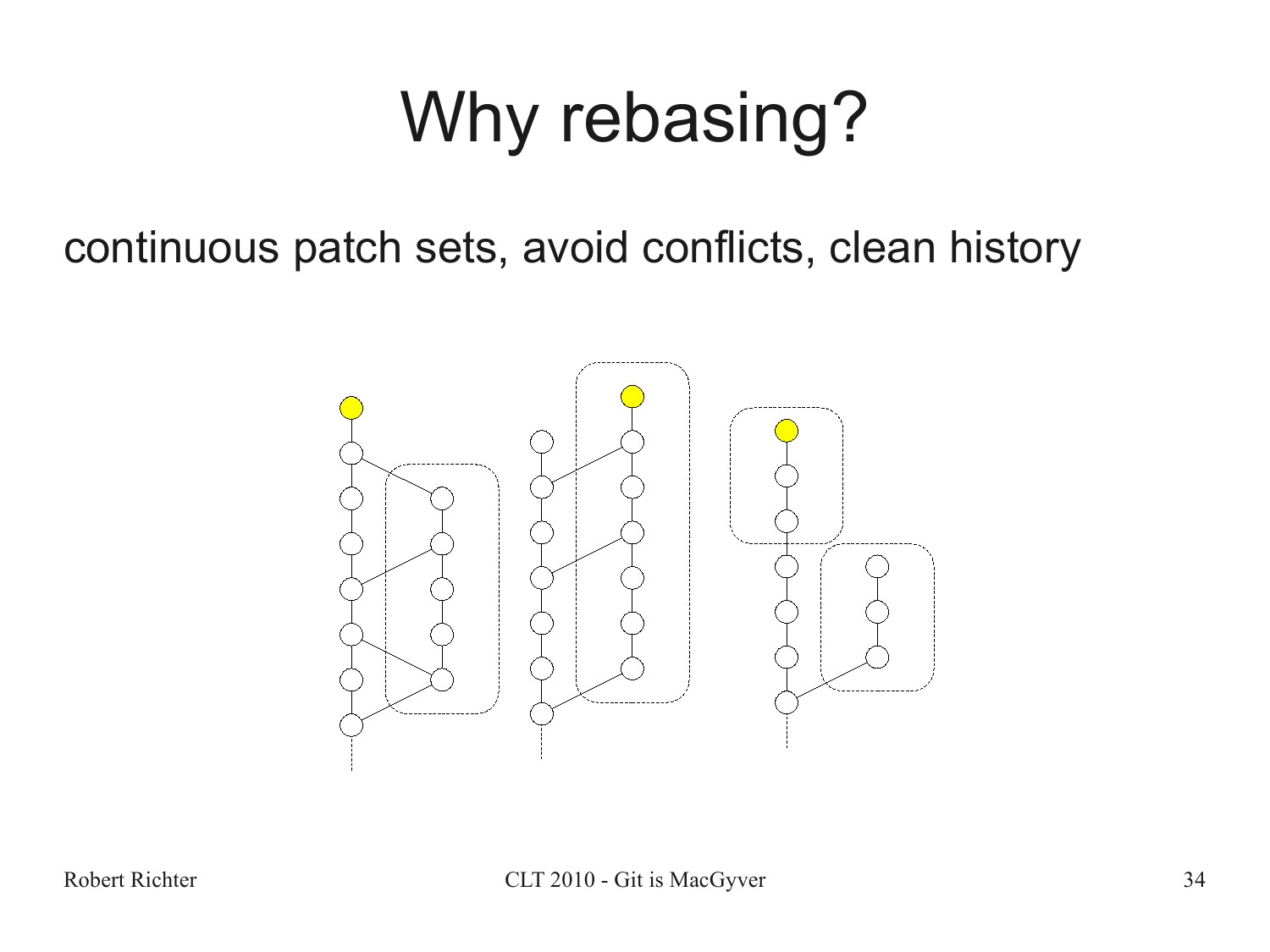# Why rebasing?

continuous patch sets, avoid conflicts, clean history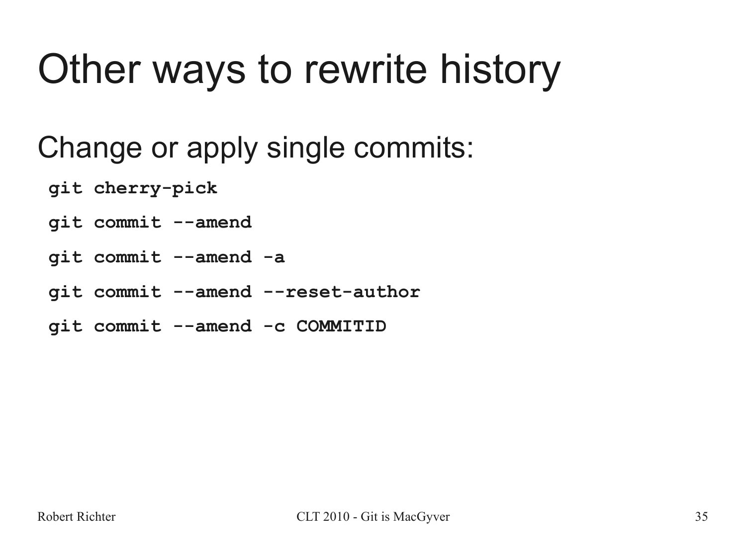# Other ways to rewrite history

Change or apply single commits:

```
git cherry-pick

git commit --amend

git commit --amend -a

git commit --amend --reset-author

git commit --amend -c COMMITID
```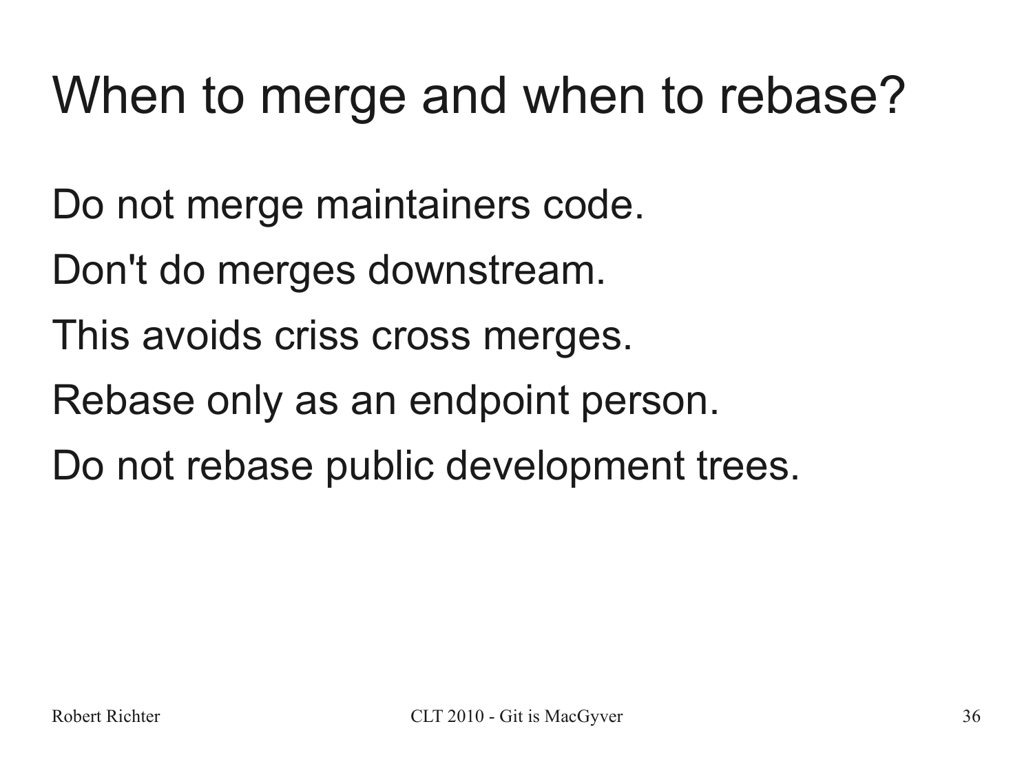# When to merge and when to rebase?

Do not merge maintainers code.

Don't do merges downstream.

This avoids criss cross merges.

Rebase only as an endpoint person.

Do not rebase public development trees.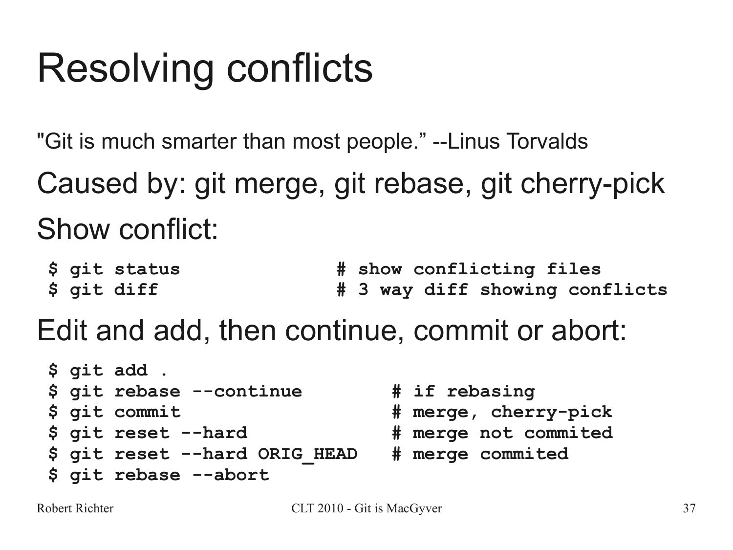# Resolving conflicts

"Git is much smarter than most people." --Linus Torvalds

Caused by: git merge, git rebase, git cherry-pick

Show conflict:

```
$ git status                  # show conflicting files
$ git diff                    # 3 way diff showing conflicts
```

Edit and add, then continue, commit or abort:

```
$ git add .
$ git rebase --continue        # if rebasing
$ git commit                   # merge, cherry-pick
$ git reset --hard             # merge not commited
$ git reset --hard ORIG_HEAD   # merge commited
$ git rebase --abort
```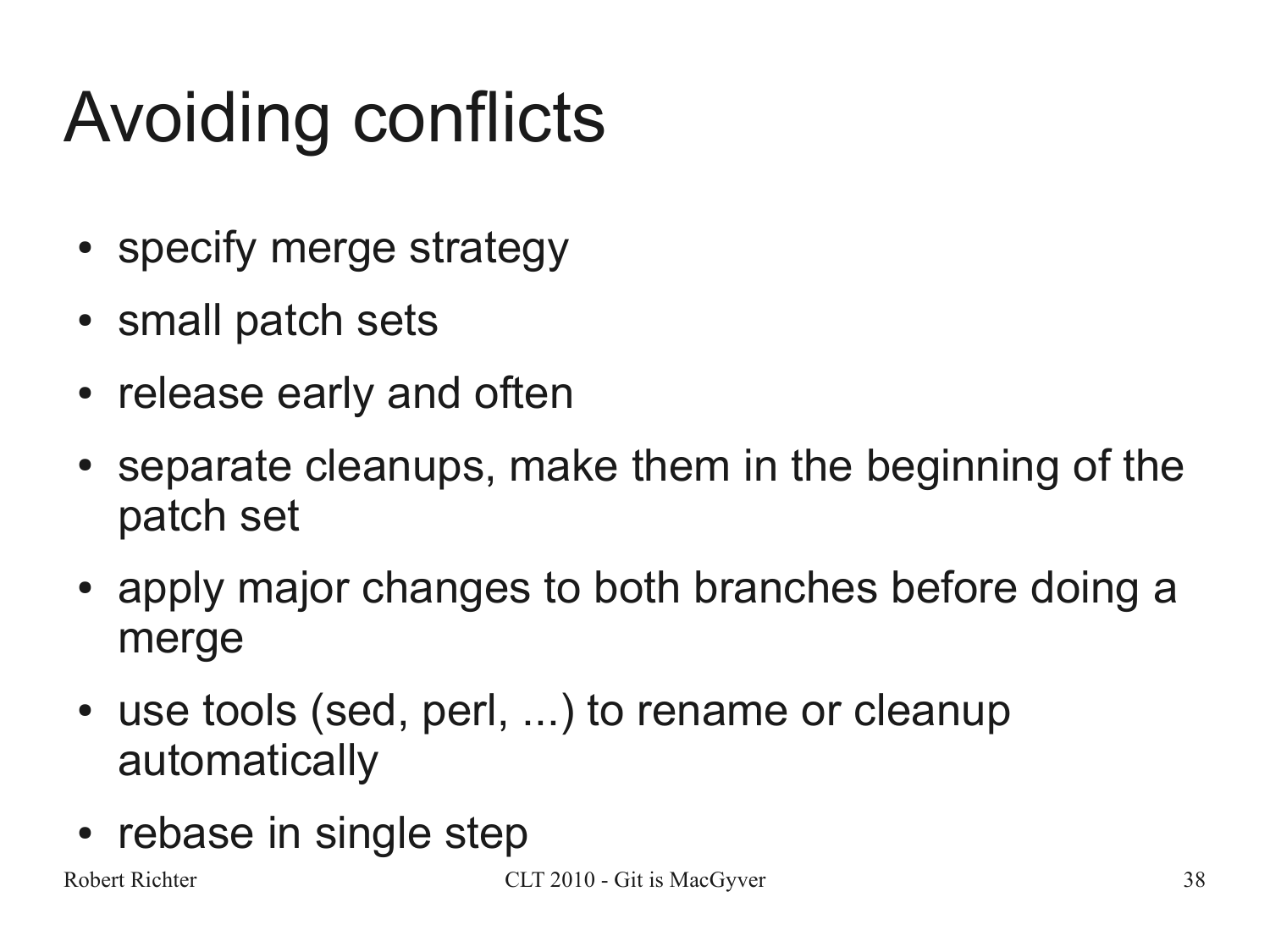# Avoiding conflicts

- specify merge strategy
- small patch sets
- release early and often
- separate cleanups, make them in the beginning of the patch set
- apply major changes to both branches before doing a merge
- use tools (sed, perl, ...) to rename or cleanup automatically
- rebase in single step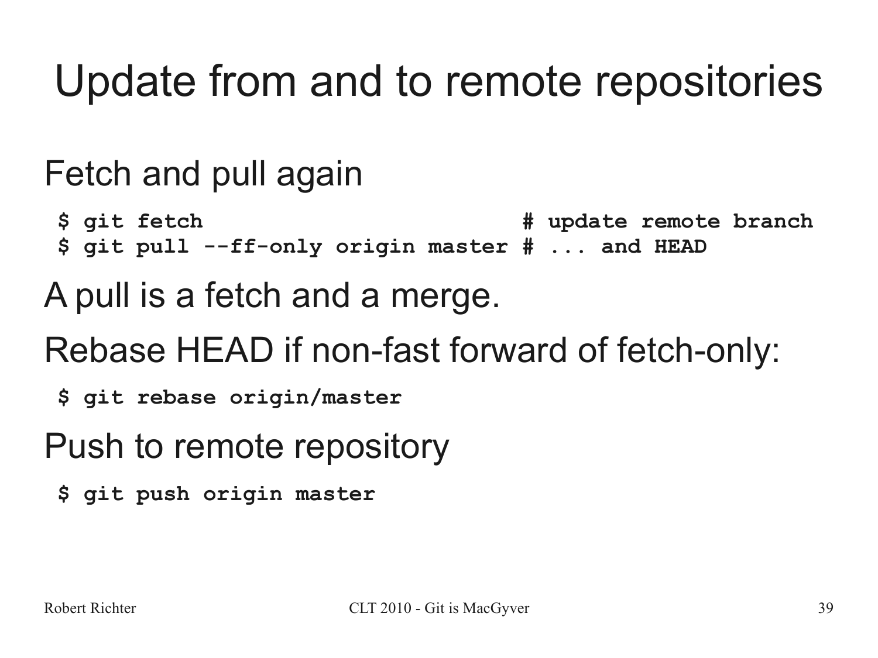# Update from and to remote repositories

Fetch and pull again

```
$ git fetch                          # update remote branch
$ git pull --ff-only origin master # ... and HEAD
```

A pull is a fetch and a merge.

Rebase HEAD if non-fast forward of fetch-only:

```
$ git rebase origin/master
```

Push to remote repository

```
$ git push origin master
```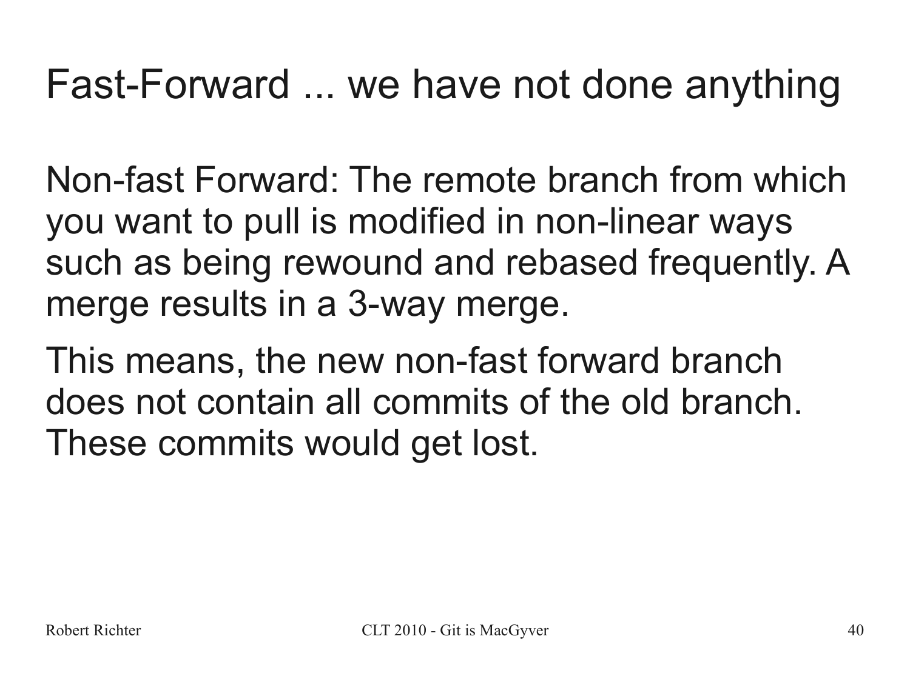# Fast-Forward ... we have not done anything

Non-fast Forward: The remote branch from which you want to pull is modified in non-linear ways such as being rewound and rebased frequently. A merge results in a 3-way merge.

This means, the new non-fast forward branch does not contain all commits of the old branch. These commits would get lost.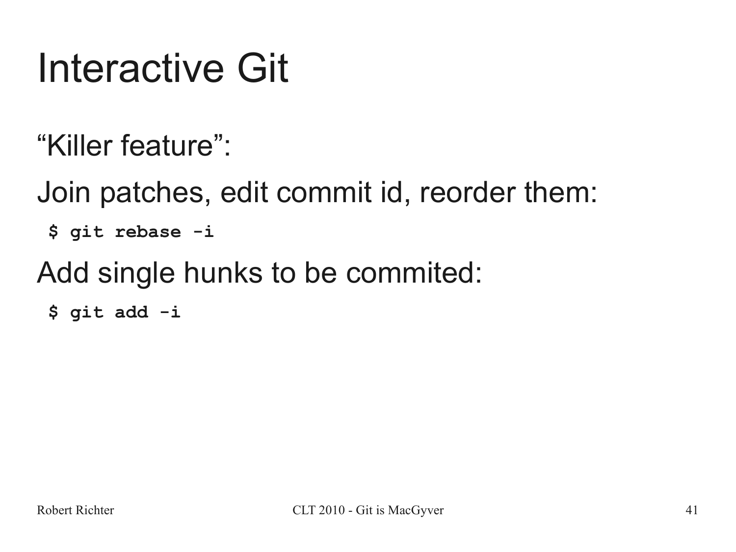# Interactive Git

"Killer feature":

Join patches, edit commit id, reorder them:

```
$ git rebase -i
```

Add single hunks to be commited:

```
$ git add -i
```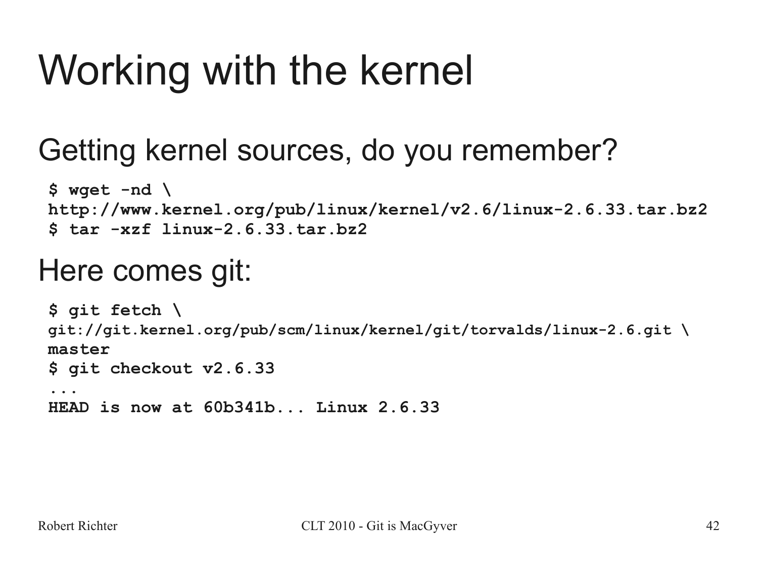# Working with the kernel

## Getting kernel sources, do you remember?

```
$ wget -nd \
http://www.kernel.org/pub/linux/kernel/v2.6/linux-2.6.33.tar.bz2
$ tar -xzf linux-2.6.33.tar.bz2
```

## Here comes git:

```
$ git fetch \
git://git.kernel.org/pub/scm/linux/kernel/git/torvalds/linux-2.6.git \
master
$ git checkout v2.6.33
...
HEAD is now at 60b341b... Linux 2.6.33
```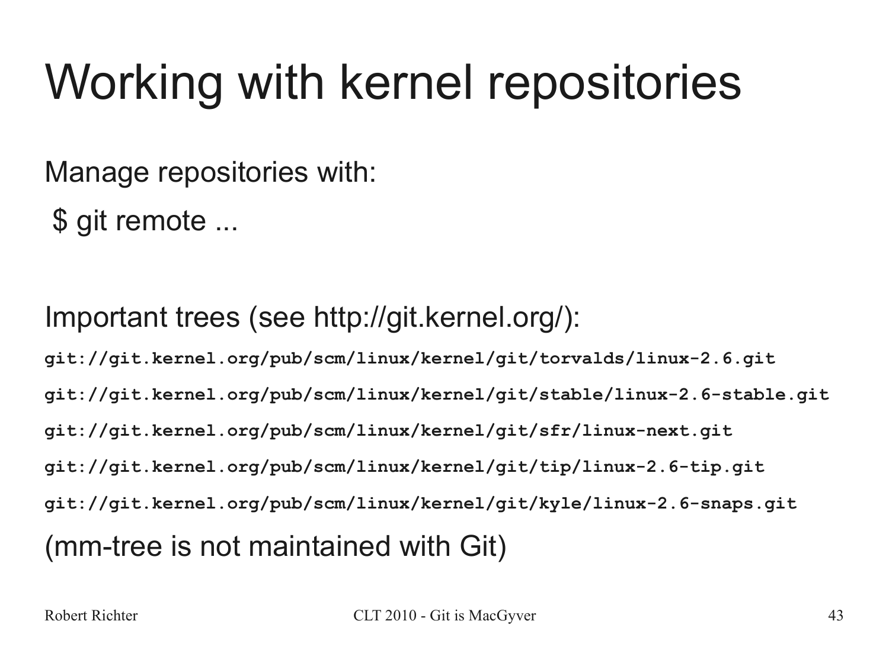# Working with kernel repositories

Manage repositories with:

$ git remote ...

Important trees (see http://git.kernel.org/):

```
git://git.kernel.org/pub/scm/linux/kernel/git/torvalds/linux-2.6.git
git://git.kernel.org/pub/scm/linux/kernel/git/stable/linux-2.6-stable.git
git://git.kernel.org/pub/scm/linux/kernel/git/sfr/linux-next.git
git://git.kernel.org/pub/scm/linux/kernel/git/tip/linux-2.6-tip.git
git://git.kernel.org/pub/scm/linux/kernel/git/kyle/linux-2.6-snaps.git
```

(mm-tree is not maintained with Git)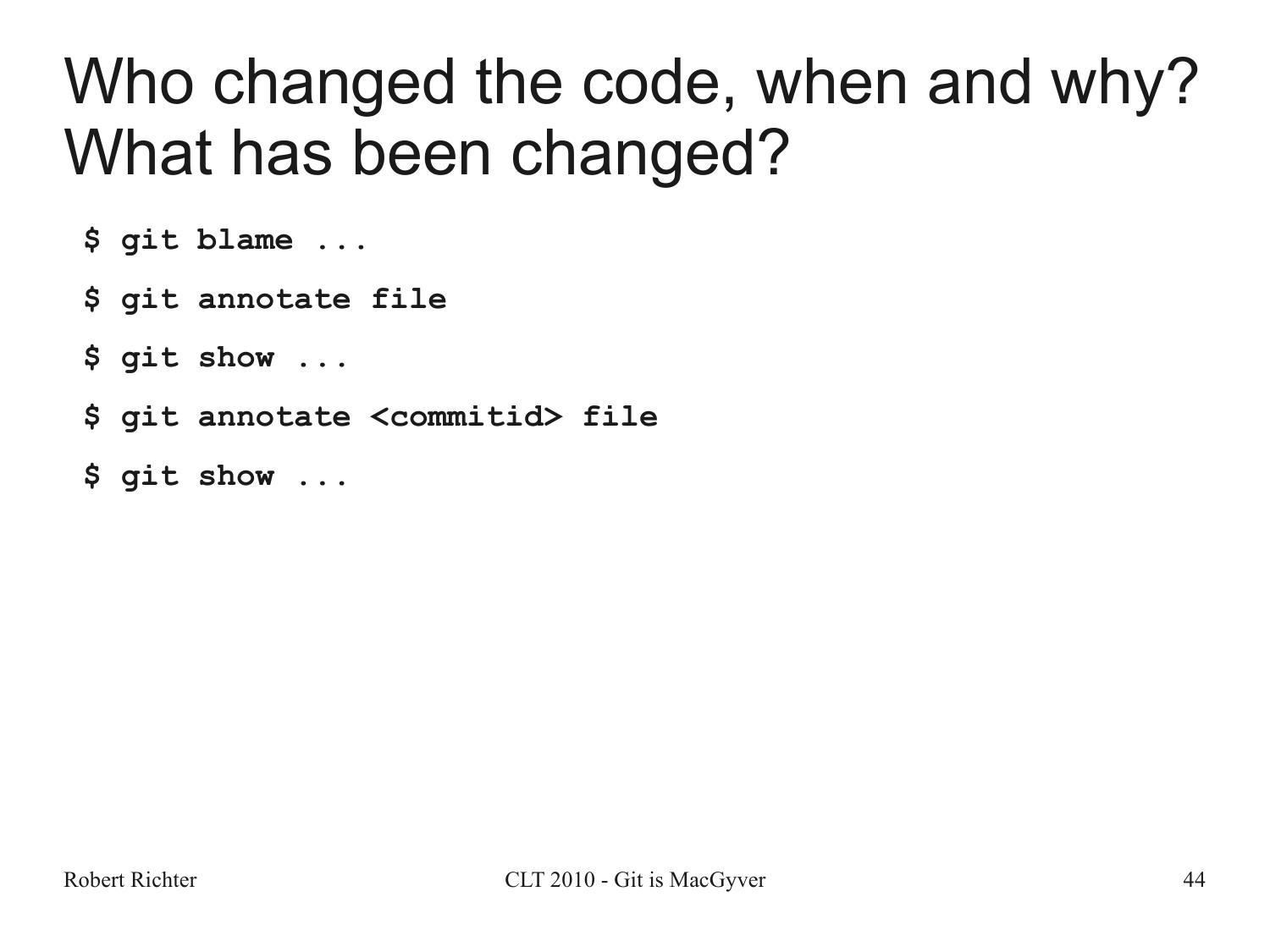# Who changed the code, when and why? What has been changed?

```
$ git blame ...
$ git annotate file
$ git show ...
$ git annotate <commitid> file
$ git show ...
```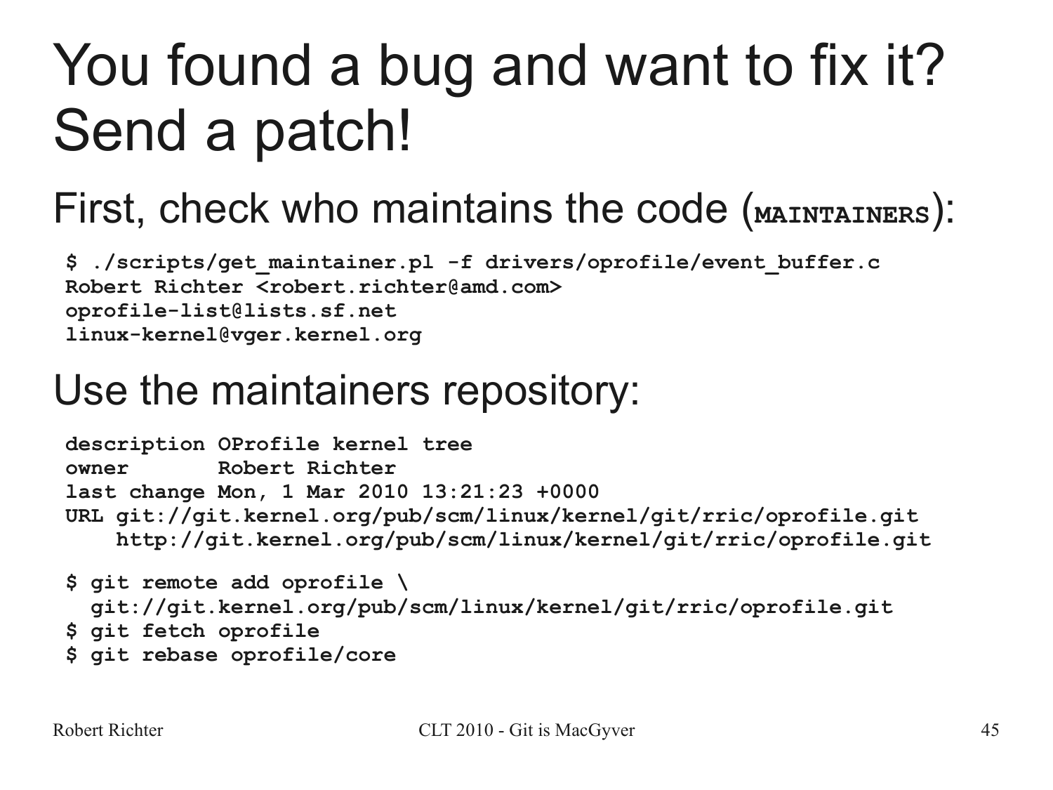# You found a bug and want to fix it? Send a patch!

## First, check who maintains the code (MAINTAINERS):

```
$ ./scripts/get_maintainer.pl -f drivers/oprofile/event_buffer.c
Robert Richter <robert.richter@amd.com>
oprofile-list@lists.sf.net
linux-kernel@vger.kernel.org
```

## Use the maintainers repository:

```
description OProfile kernel tree
owner       Robert Richter
last change Mon, 1 Mar 2010 13:21:23 +0000
URL git://git.kernel.org/pub/scm/linux/kernel/git/rric/oprofile.git
    http://git.kernel.org/pub/scm/linux/kernel/git/rric/oprofile.git
```

```
$ git remote add oprofile \
  git://git.kernel.org/pub/scm/linux/kernel/git/rric/oprofile.git
$ git fetch oprofile
$ git rebase oprofile/core
```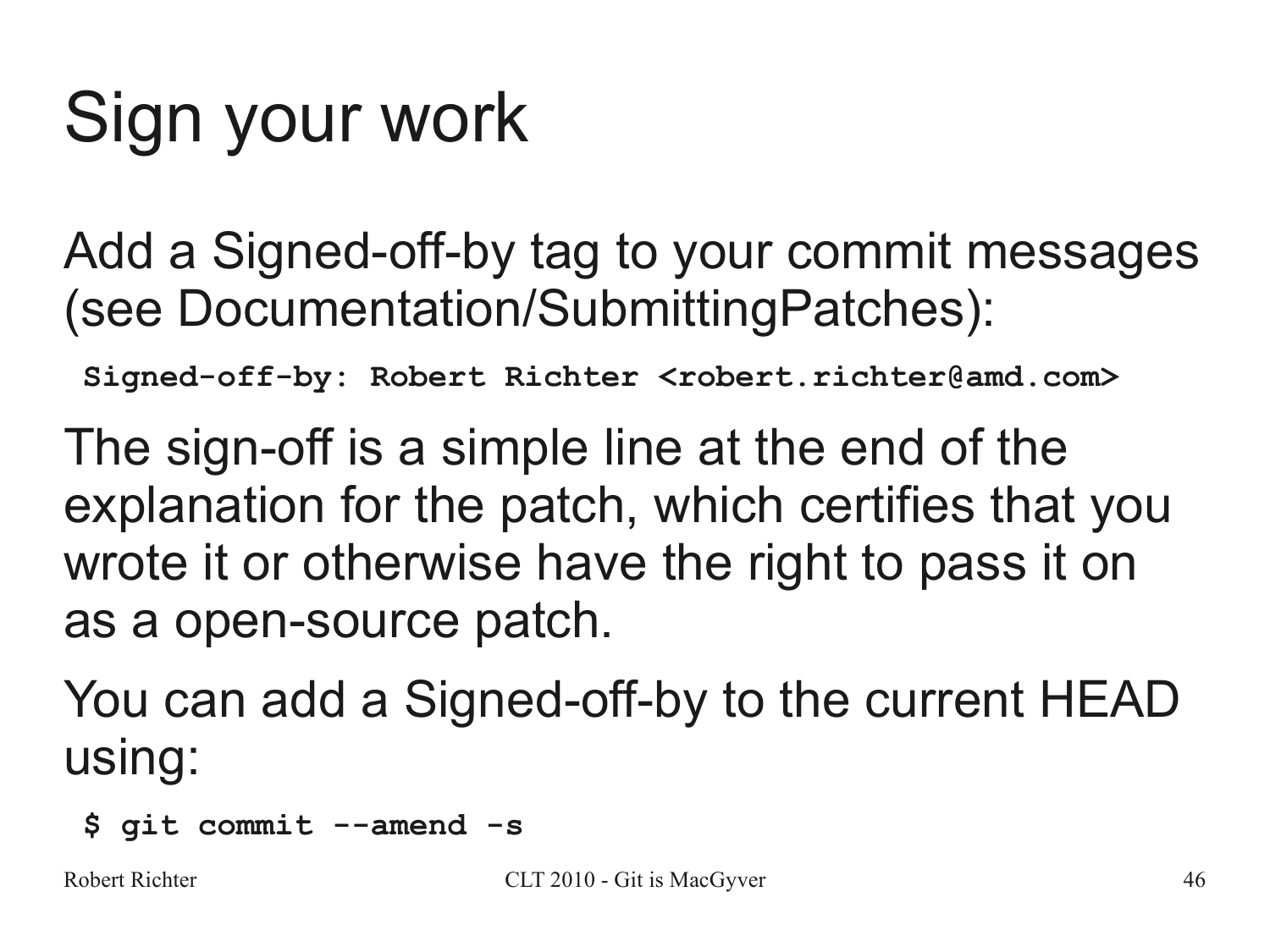# Sign your work

Add a Signed-off-by tag to your commit messages (see Documentation/SubmittingPatches):

```
Signed-off-by: Robert Richter <robert.richter@amd.com>
```

The sign-off is a simple line at the end of the explanation for the patch, which certifies that you wrote it or otherwise have the right to pass it on as a open-source patch.

You can add a Signed-off-by to the current HEAD using:

```
$ git commit --amend -s
```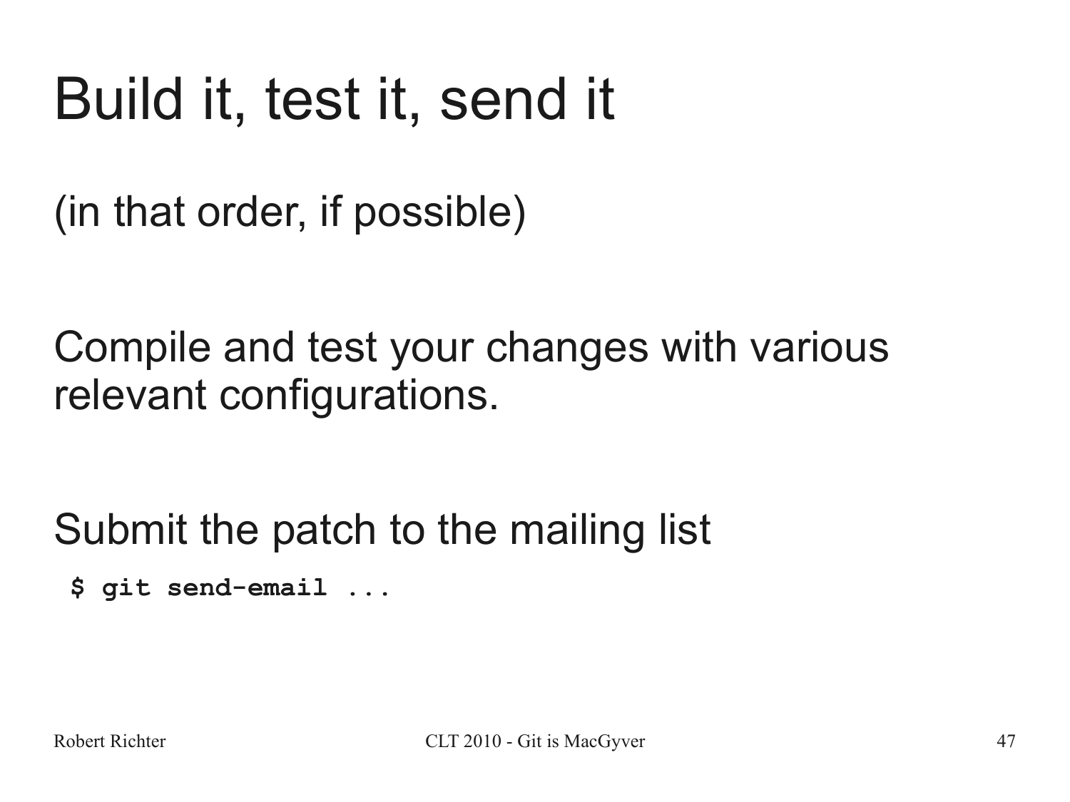# Build it, test it, send it

(in that order, if possible)

Compile and test your changes with various relevant configurations.

Submit the patch to the mailing list

```
$ git send-email ...
```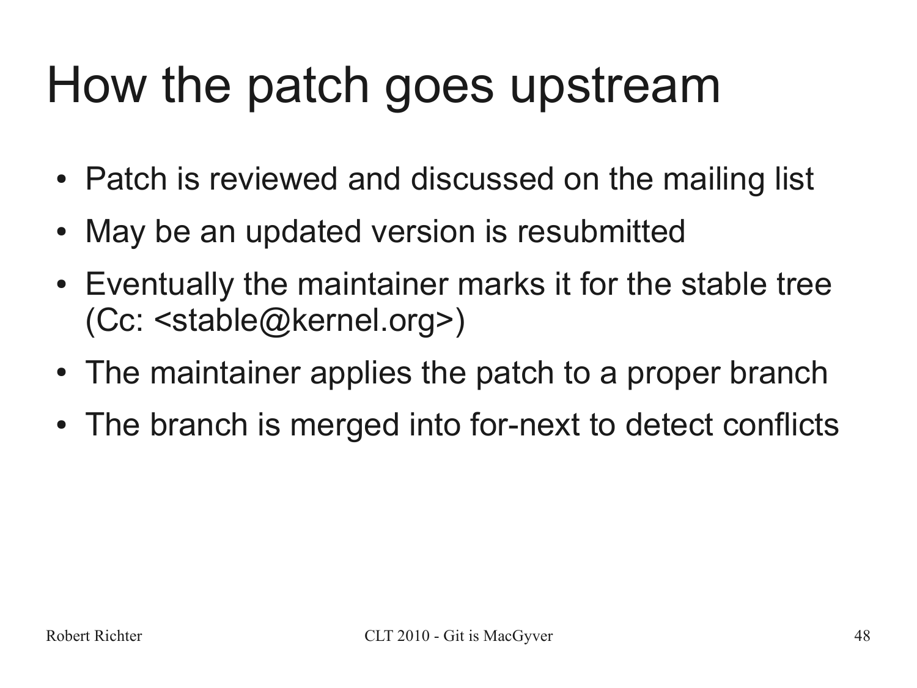# How the patch goes upstream

- Patch is reviewed and discussed on the mailing list
- May be an updated version is resubmitted
- Eventually the maintainer marks it for the stable tree (Cc: <stable@kernel.org>)
- The maintainer applies the patch to a proper branch
- The branch is merged into for-next to detect conflicts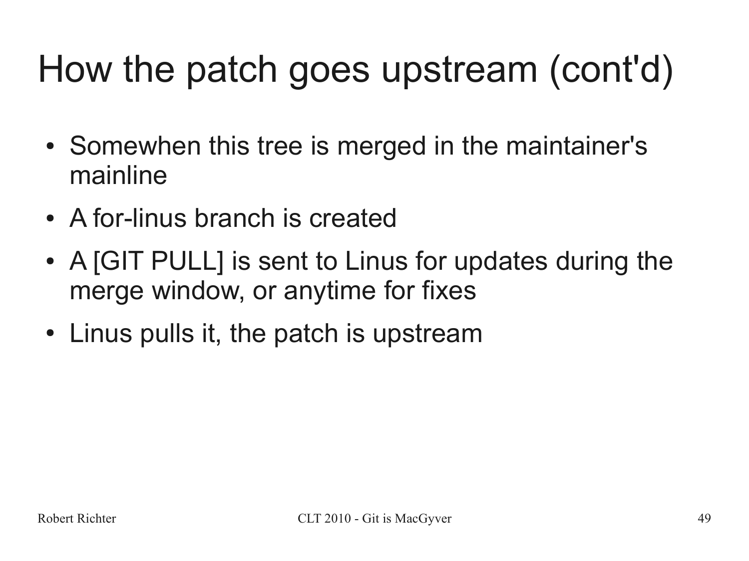# How the patch goes upstream (cont'd)

- Somewhen this tree is merged in the maintainer's mainline
- A for-linus branch is created
- A [GIT PULL] is sent to Linus for updates during the merge window, or anytime for fixes
- Linus pulls it, the patch is upstream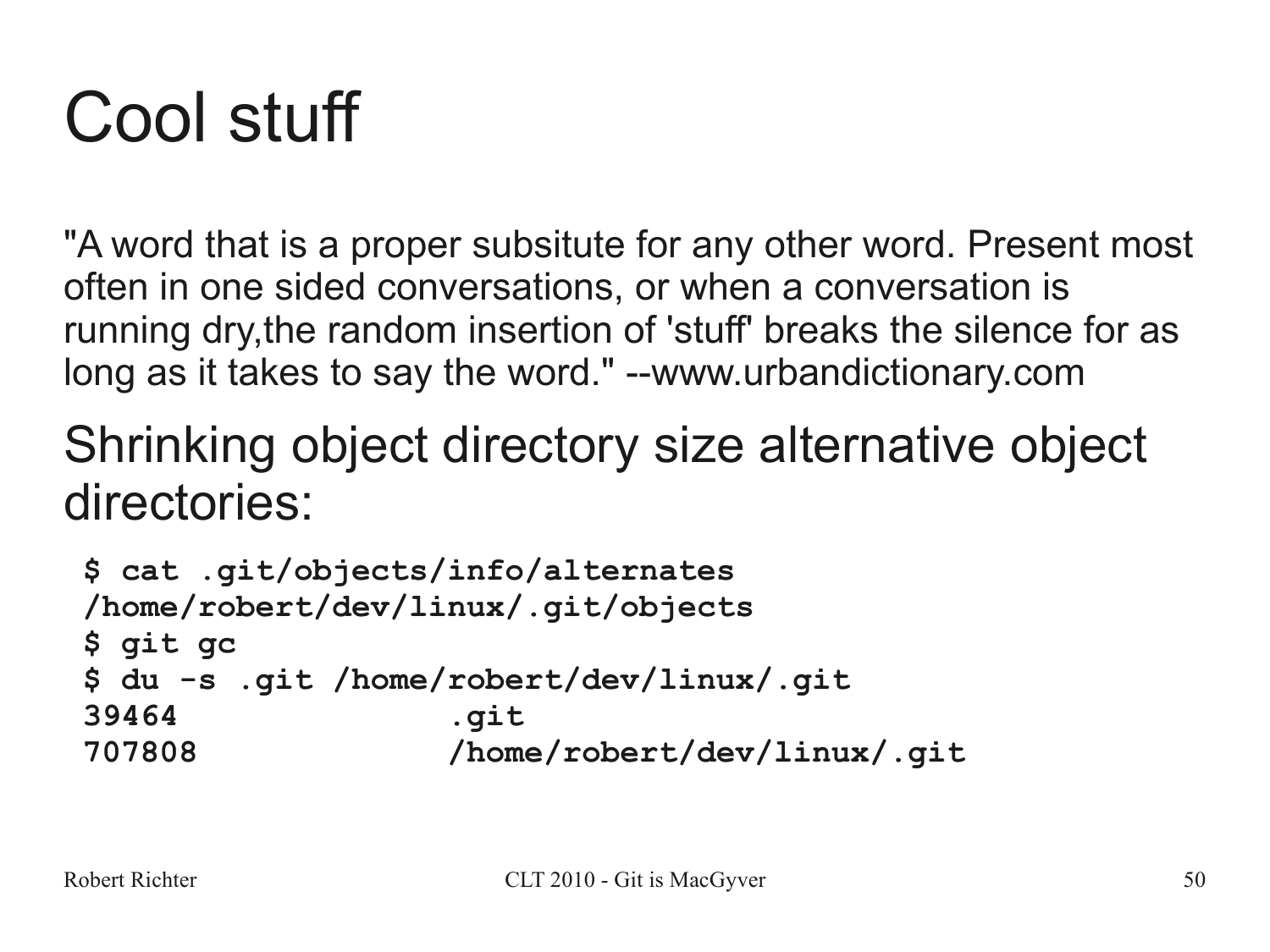# Cool stuff

"A word that is a proper subsitute for any other word. Present most often in one sided conversations, or when a conversation is running dry,the random insertion of 'stuff' breaks the silence for as long as it takes to say the word." --www.urbandictionary.com

Shrinking object directory size alternative object directories:

```
$ cat .git/objects/info/alternates
/home/robert/dev/linux/.git/objects
$ git gc
$ du -s .git /home/robert/dev/linux/.git
39464           .git
707808          /home/robert/dev/linux/.git
```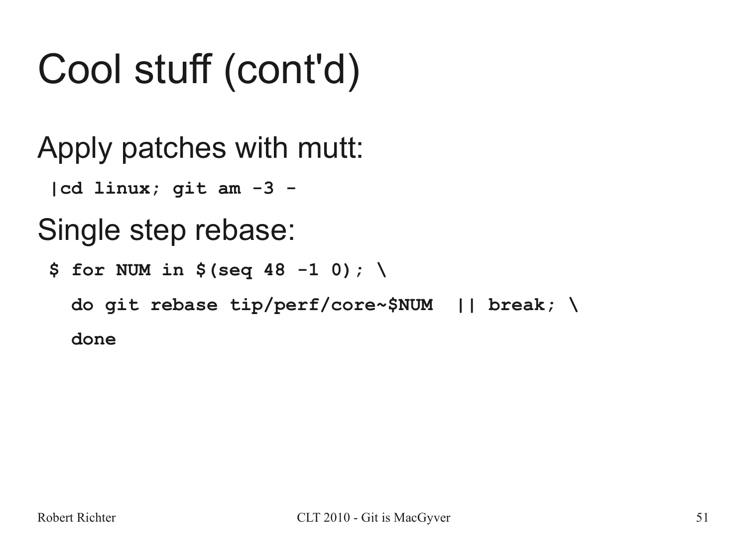# Cool stuff (cont'd)

Apply patches with mutt:

```
|cd linux; git am -3 -
```

Single step rebase:

```
$ for NUM in $(seq 48 -1 0); \
  do git rebase tip/perf/core~$NUM  || break; \
  done
```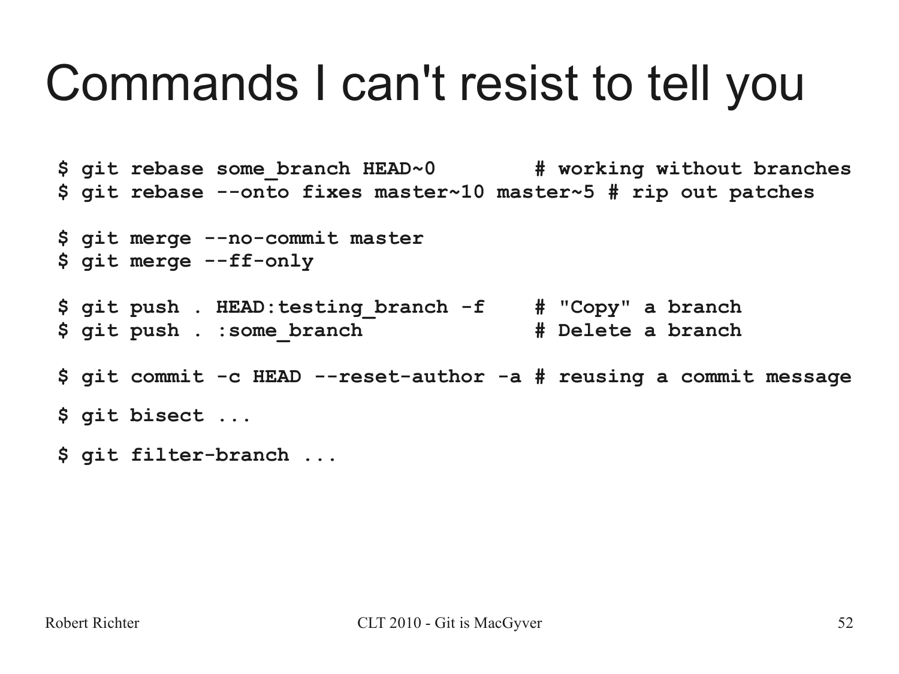# Commands I can't resist to tell you

```
$ git rebase some_branch HEAD~0        # working without branches
$ git rebase --onto fixes master~10 master~5 # rip out patches

$ git merge --no-commit master
$ git merge --ff-only

$ git push . HEAD:testing_branch -f    # "Copy" a branch
$ git push . :some_branch              # Delete a branch

$ git commit -c HEAD --reset-author -a # reusing a commit message

$ git bisect ...

$ git filter-branch ...
```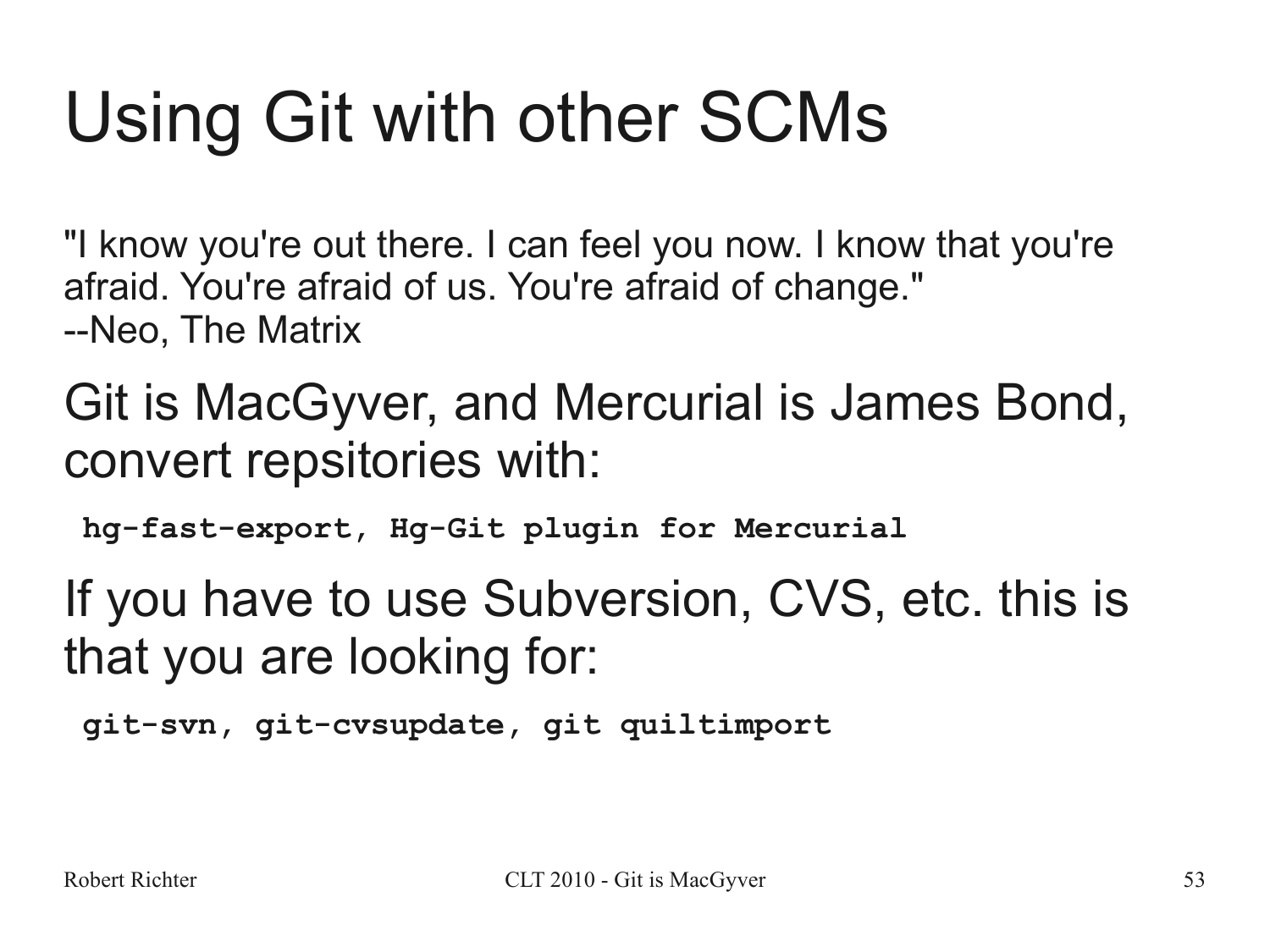# Using Git with other SCMs

"I know you're out there. I can feel you now. I know that you're afraid. You're afraid of us. You're afraid of change."
--Neo, The Matrix

Git is MacGyver, and Mercurial is James Bond, convert repsitories with:

**`hg-fast-export, Hg-Git plugin for Mercurial`**

If you have to use Subversion, CVS, etc. this is that you are looking for:

**`git-svn, git-cvsupdate, git quiltimport`**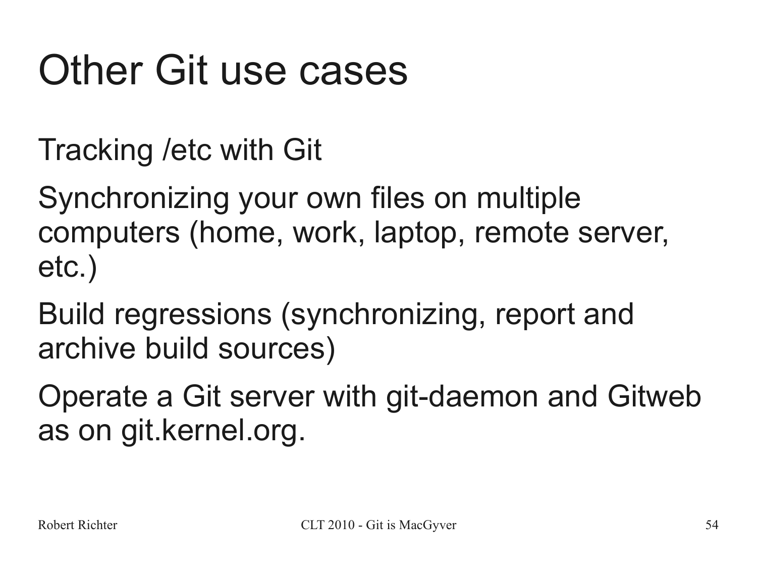# Other Git use cases

Tracking /etc with Git

Synchronizing your own files on multiple computers (home, work, laptop, remote server, etc.)

Build regressions (synchronizing, report and archive build sources)

Operate a Git server with git-daemon and Gitweb as on git.kernel.org.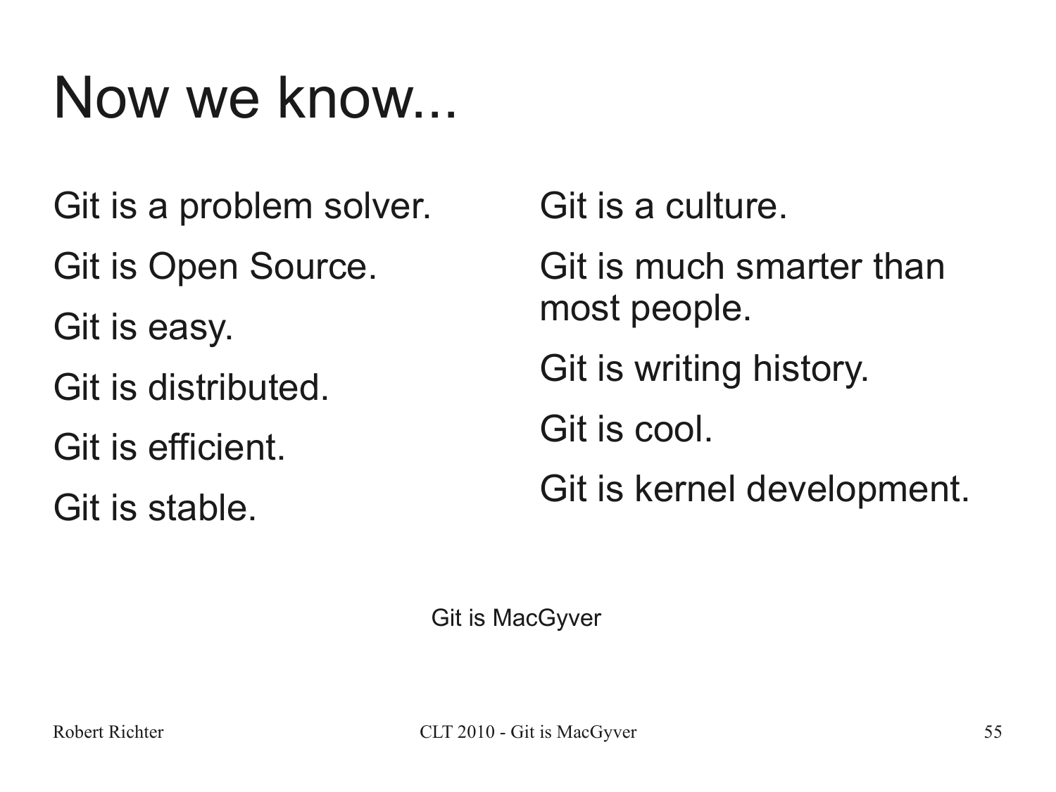# Now we know...

Git is a problem solver.

Git is Open Source.

Git is easy.

Git is distributed.

Git is efficient.

Git is stable.

Git is a culture.

Git is much smarter than most people.

Git is writing history.

Git is cool.

Git is kernel development.

Git is MacGyver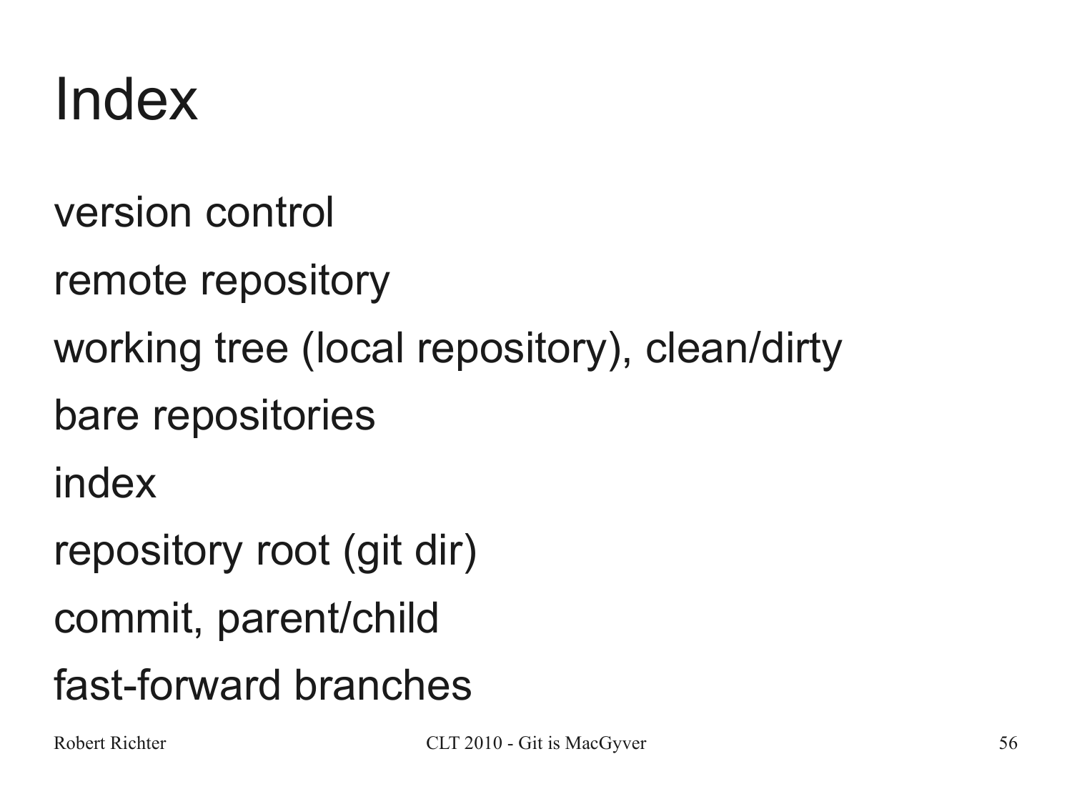# Index

version control

remote repository

working tree (local repository), clean/dirty

bare repositories

index

repository root (git dir)

commit, parent/child

fast-forward branches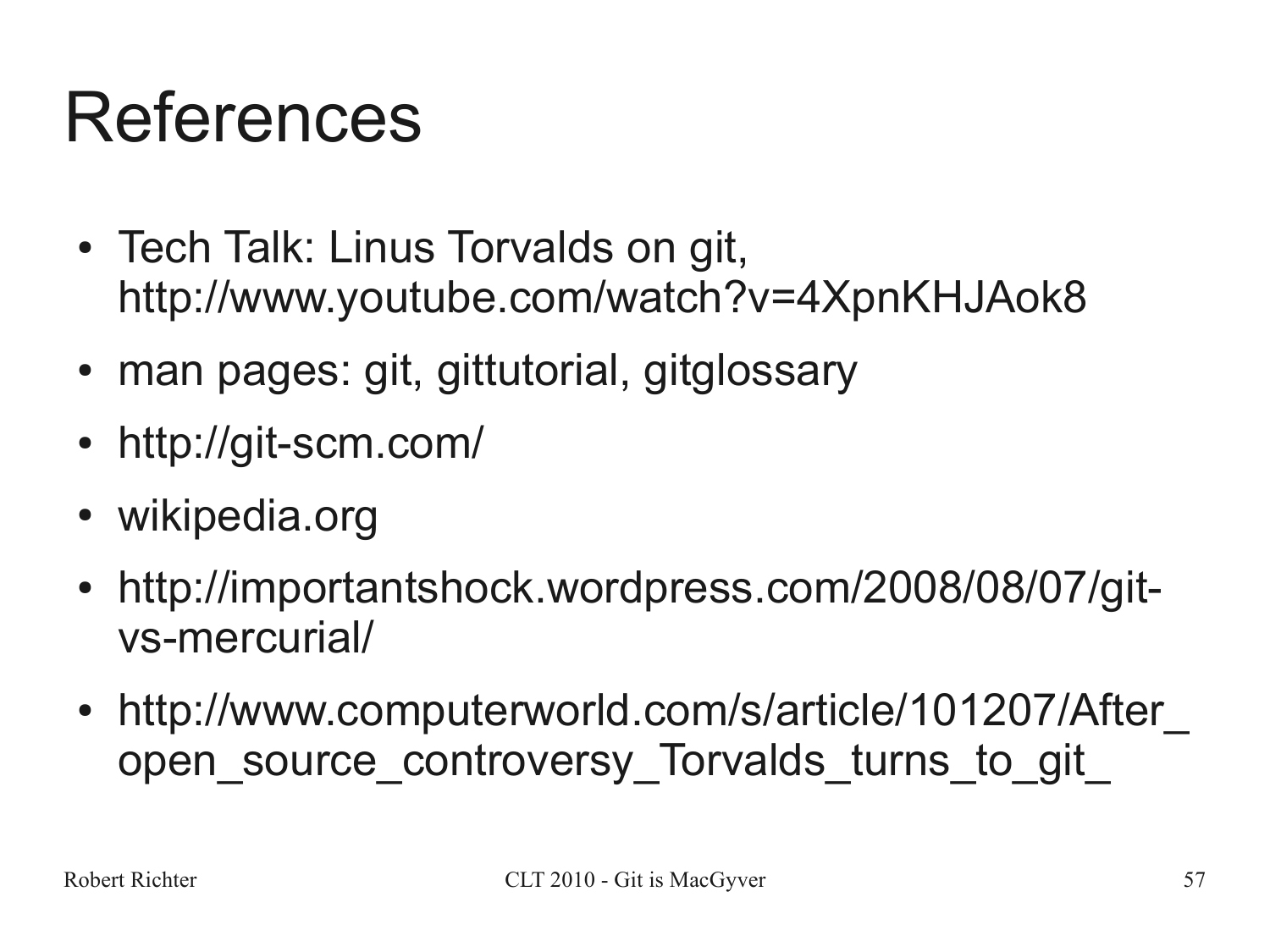# References

- Tech Talk: Linus Torvalds on git, http://www.youtube.com/watch?v=4XpnKHJAok8
- man pages: git, gittutorial, gitglossary
- http://git-scm.com/
- wikipedia.org
- http://importantshock.wordpress.com/2008/08/07/git-vs-mercurial/
- http://www.computerworld.com/s/article/101207/After_open_source_controversy_Torvalds_turns_to_git_